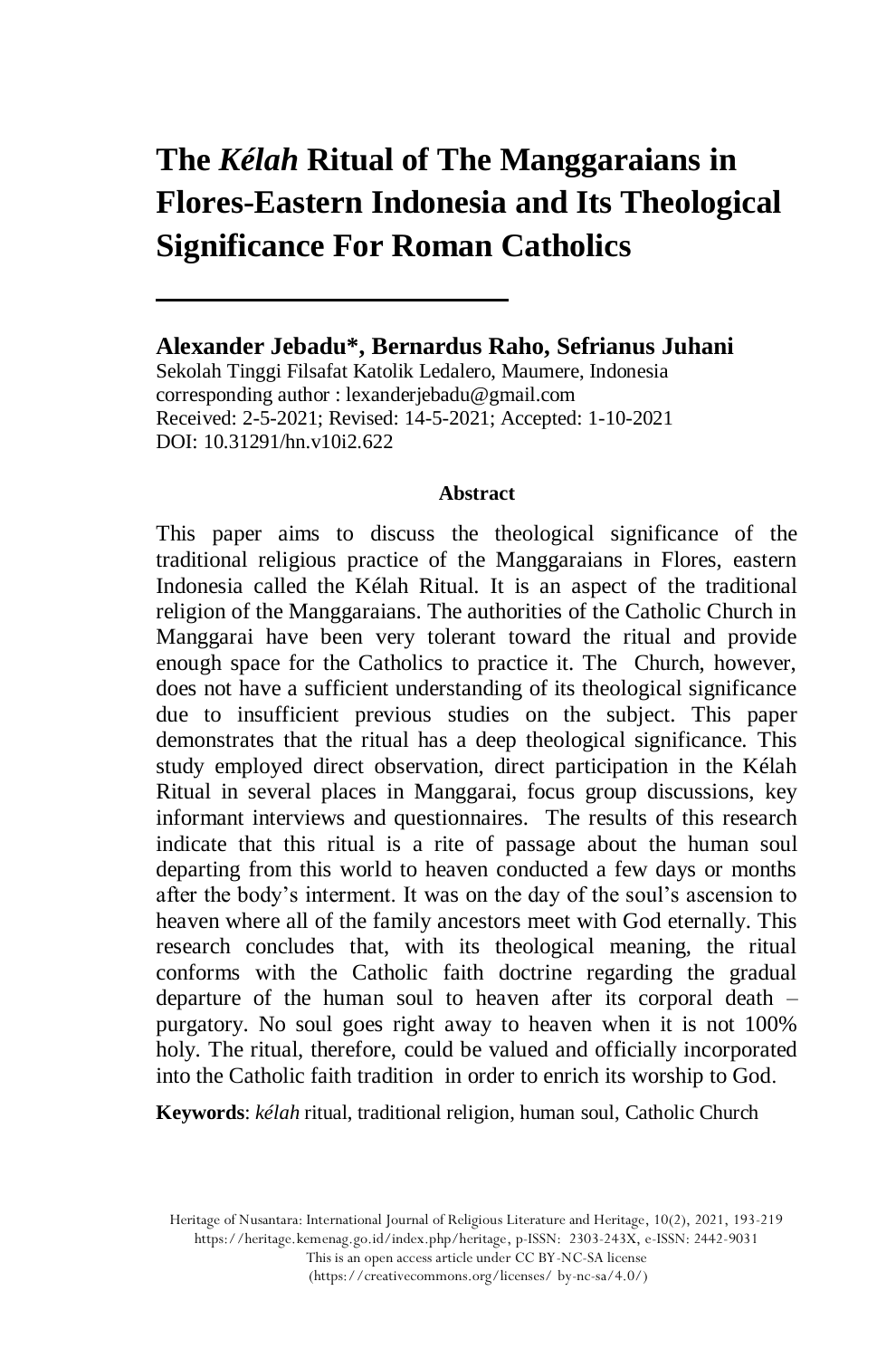# The *Kélah* Ritual of The Manggaraians in Flores-Eastern Indonesia and Its Theological Significance For Roman Catholics

**Alexander Jebadu*, Bernardus Raho, Sefrianus Juhani**

Sekolah Tinggi Filsafat Katolik Ledalero, Maumere, Indonesia
corresponding author : lexanderjebadu@gmail.com
Received: 2-5-2021; Revised: 14-5-2021; Accepted: 1-10-2021
DOI: 10.31291/hn.v10i2.622

**Abstract**

This paper aims to discuss the theological significance of the traditional religious practice of the Manggaraians in Flores, eastern Indonesia called the Kélah Ritual. It is an aspect of the traditional religion of the Manggaraians. The authorities of the Catholic Church in Manggarai have been very tolerant toward the ritual and provide enough space for the Catholics to practice it. The Church, however, does not have a sufficient understanding of its theological significance due to insufficient previous studies on the subject. This paper demonstrates that the ritual has a deep theological significance. This study employed direct observation, direct participation in the Kélah Ritual in several places in Manggarai, focus group discussions, key informant interviews and questionnaires. The results of this research indicate that this ritual is a rite of passage about the human soul departing from this world to heaven conducted a few days or months after the body's interment. It was on the day of the soul's ascension to heaven where all of the family ancestors meet with God eternally. This research concludes that, with its theological meaning, the ritual conforms with the Catholic faith doctrine regarding the gradual departure of the human soul to heaven after its corporal death – purgatory. No soul goes right away to heaven when it is not 100% holy. The ritual, therefore, could be valued and officially incorporated into the Catholic faith tradition in order to enrich its worship to God.

**Keywords**: *kélah* ritual, traditional religion, human soul, Catholic Church

This is an open access article under CC BY-NC-SA license
(https://creativecommons.org/licenses/ by-nc-sa/4.0/)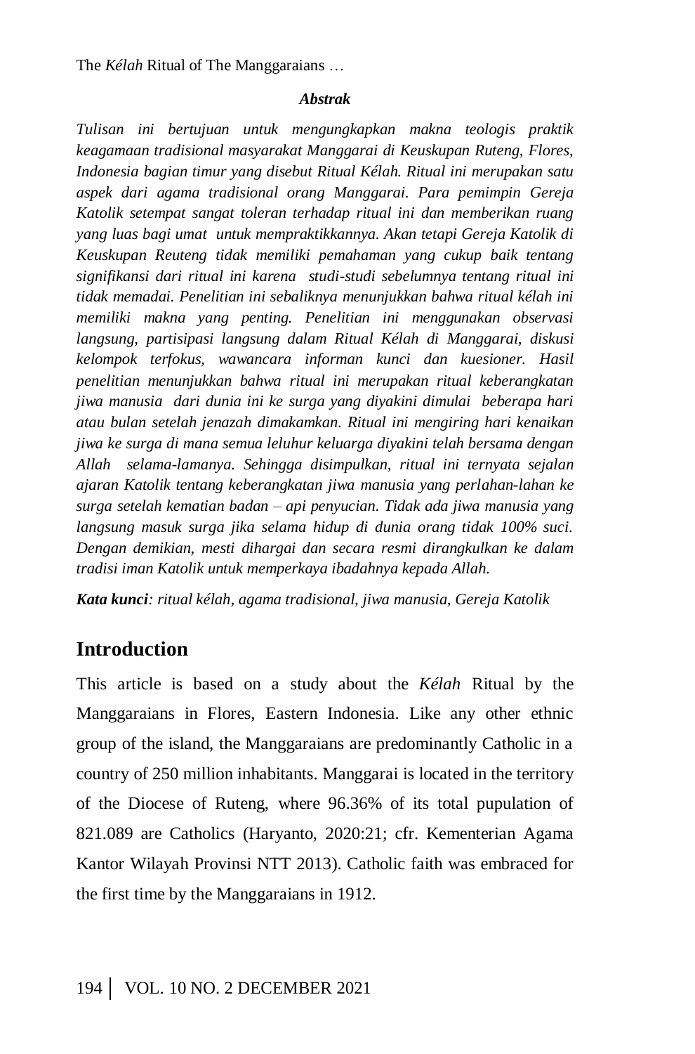### *Abstrak*

*Tulisan ini bertujuan untuk mengungkapkan makna teologis praktik keagamaan tradisional masyarakat Manggarai di Keuskupan Ruteng, Flores, Indonesia bagian timur yang disebut Ritual Kélah. Ritual ini merupakan satu aspek dari agama tradisional orang Manggarai. Para pemimpin Gereja Katolik setempat sangat toleran terhadap ritual ini dan memberikan ruang yang luas bagi umat untuk mempraktikkannya. Akan tetapi Gereja Katolik di Keuskupan Reuteng tidak memiliki pemahaman yang cukup baik tentang signifikansi dari ritual ini karena studi-studi sebelumnya tentang ritual ini tidak memadai. Penelitian ini sebaliknya menunjukkan bahwa ritual kélah ini memiliki makna yang penting. Penelitian ini menggunakan observasi langsung, partisipasi langsung dalam Ritual Kélah di Manggarai, diskusi kelompok terfokus, wawancara informan kunci dan kuesioner. Hasil penelitian menunjukkan bahwa ritual ini merupakan ritual keberangkatan jiwa manusia dari dunia ini ke surga yang diyakini dimulai beberapa hari atau bulan setelah jenazah dimakamkan. Ritual ini mengiring hari kenaikan jiwa ke surga di mana semua leluhur keluarga diyakini telah bersama dengan Allah selama-lamanya. Sehingga disimpulkan, ritual ini ternyata sejalan ajaran Katolik tentang keberangkatan jiwa manusia yang perlahan-lahan ke surga setelah kematian badan – api penyucian. Tidak ada jiwa manusia yang langsung masuk surga jika selama hidup di dunia orang tidak 100% suci. Dengan demikian, mesti dihargai dan secara resmi dirangkulkan ke dalam tradisi iman Katolik untuk memperkaya ibadahnya kepada Allah.*

***Kata kunci**: ritual kélah, agama tradisional, jiwa manusia, Gereja Katolik*

## Introduction

This article is based on a study about the *Kélah* Ritual by the Manggaraians in Flores, Eastern Indonesia. Like any other ethnic group of the island, the Manggaraians are predominantly Catholic in a country of 250 million inhabitants. Manggarai is located in the territory of the Diocese of Ruteng, where 96.36% of its total pupulation of 821.089 are Catholics (Haryanto, 2020:21; cfr. Kementerian Agama Kantor Wilayah Provinsi NTT 2013). Catholic faith was embraced for the first time by the Manggaraians in 1912.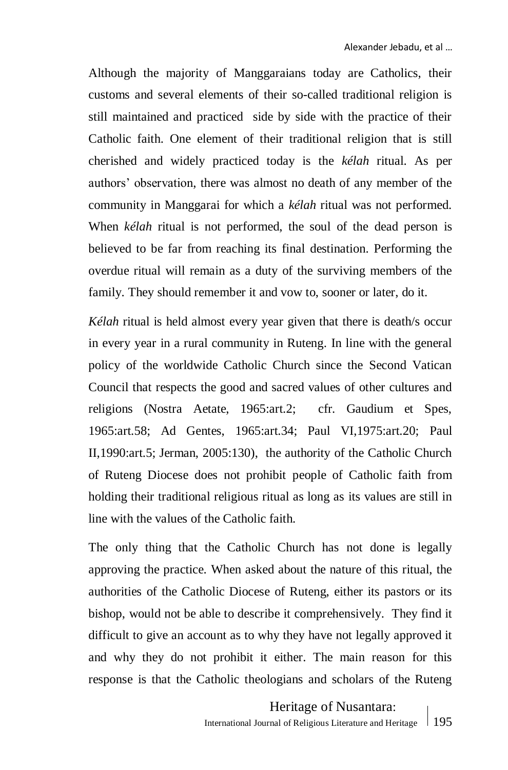Although the majority of Manggaraians today are Catholics, their customs and several elements of their so-called traditional religion is still maintained and practiced side by side with the practice of their Catholic faith. One element of their traditional religion that is still cherished and widely practiced today is the *kélah* ritual. As per authors' observation, there was almost no death of any member of the community in Manggarai for which a *kélah* ritual was not performed. When *kélah* ritual is not performed, the soul of the dead person is believed to be far from reaching its final destination. Performing the overdue ritual will remain as a duty of the surviving members of the family. They should remember it and vow to, sooner or later, do it.

*Kélah* ritual is held almost every year given that there is death/s occur in every year in a rural community in Ruteng. In line with the general policy of the worldwide Catholic Church since the Second Vatican Council that respects the good and sacred values of other cultures and religions (Nostra Aetate, 1965:art.2; cfr. Gaudium et Spes, 1965:art.58; Ad Gentes, 1965:art.34; Paul VI,1975:art.20; Paul II,1990:art.5; Jerman, 2005:130), the authority of the Catholic Church of Ruteng Diocese does not prohibit people of Catholic faith from holding their traditional religious ritual as long as its values are still in line with the values of the Catholic faith.

The only thing that the Catholic Church has not done is legally approving the practice. When asked about the nature of this ritual, the authorities of the Catholic Diocese of Ruteng, either its pastors or its bishop, would not be able to describe it comprehensively. They find it difficult to give an account as to why they have not legally approved it and why they do not prohibit it either. The main reason for this response is that the Catholic theologians and scholars of the Ruteng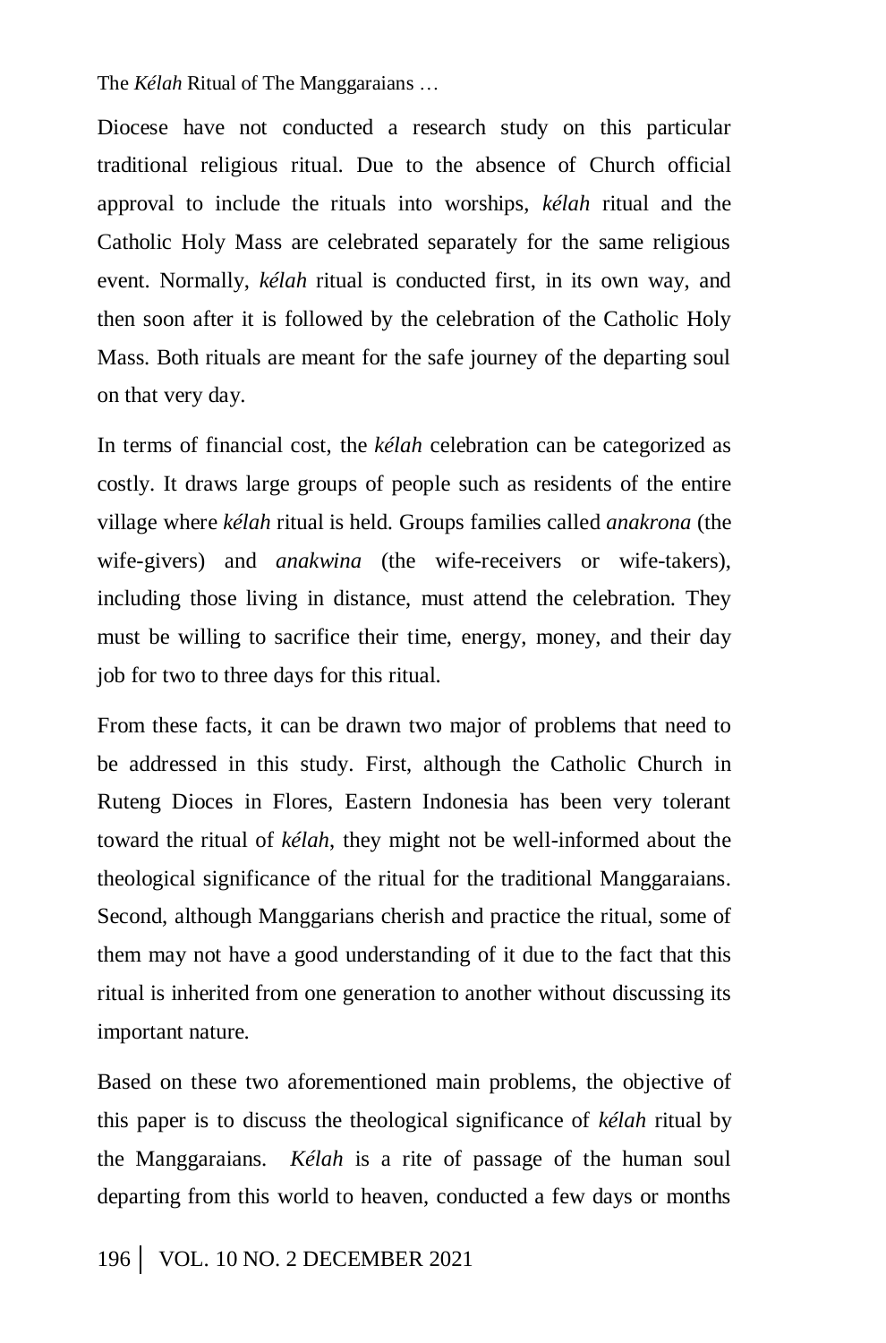Diocese have not conducted a research study on this particular traditional religious ritual. Due to the absence of Church official approval to include the rituals into worships, *kélah* ritual and the Catholic Holy Mass are celebrated separately for the same religious event. Normally, *kélah* ritual is conducted first, in its own way, and then soon after it is followed by the celebration of the Catholic Holy Mass. Both rituals are meant for the safe journey of the departing soul on that very day.

In terms of financial cost, the *kélah* celebration can be categorized as costly. It draws large groups of people such as residents of the entire village where *kélah* ritual is held. Groups families called *anakrona* (the wife-givers) and *anakwina* (the wife-receivers or wife-takers), including those living in distance, must attend the celebration. They must be willing to sacrifice their time, energy, money, and their day job for two to three days for this ritual.

From these facts, it can be drawn two major of problems that need to be addressed in this study. First, although the Catholic Church in Ruteng Dioces in Flores, Eastern Indonesia has been very tolerant toward the ritual of *kélah*, they might not be well-informed about the theological significance of the ritual for the traditional Manggaraians. Second, although Manggarians cherish and practice the ritual, some of them may not have a good understanding of it due to the fact that this ritual is inherited from one generation to another without discussing its important nature.

Based on these two aforementioned main problems, the objective of this paper is to discuss the theological significance of *kélah* ritual by the Manggaraians. *Kélah* is a rite of passage of the human soul departing from this world to heaven, conducted a few days or months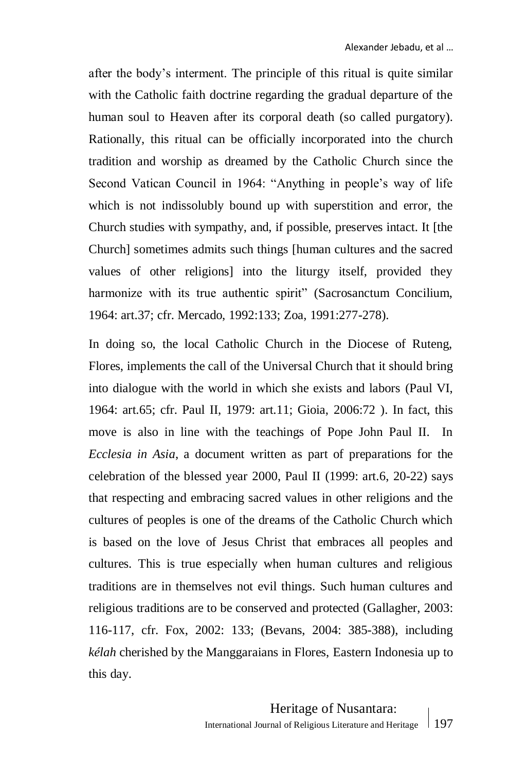after the body's interment. The principle of this ritual is quite similar with the Catholic faith doctrine regarding the gradual departure of the human soul to Heaven after its corporal death (so called purgatory). Rationally, this ritual can be officially incorporated into the church tradition and worship as dreamed by the Catholic Church since the Second Vatican Council in 1964: "Anything in people's way of life which is not indissolubly bound up with superstition and error, the Church studies with sympathy, and, if possible, preserves intact. It [the Church] sometimes admits such things [human cultures and the sacred values of other religions] into the liturgy itself, provided they harmonize with its true authentic spirit" (Sacrosanctum Concilium, 1964: art.37; cfr. Mercado, 1992:133; Zoa, 1991:277-278).

In doing so, the local Catholic Church in the Diocese of Ruteng, Flores, implements the call of the Universal Church that it should bring into dialogue with the world in which she exists and labors (Paul VI, 1964: art.65; cfr. Paul II, 1979: art.11; Gioia, 2006:72 ). In fact, this move is also in line with the teachings of Pope John Paul II. In *Ecclesia in Asia*, a document written as part of preparations for the celebration of the blessed year 2000, Paul II (1999: art.6, 20-22) says that respecting and embracing sacred values in other religions and the cultures of peoples is one of the dreams of the Catholic Church which is based on the love of Jesus Christ that embraces all peoples and cultures. This is true especially when human cultures and religious traditions are in themselves not evil things. Such human cultures and religious traditions are to be conserved and protected (Gallagher, 2003: 116-117, cfr. Fox, 2002: 133; (Bevans, 2004: 385-388), including *kélah* cherished by the Manggaraians in Flores, Eastern Indonesia up to this day.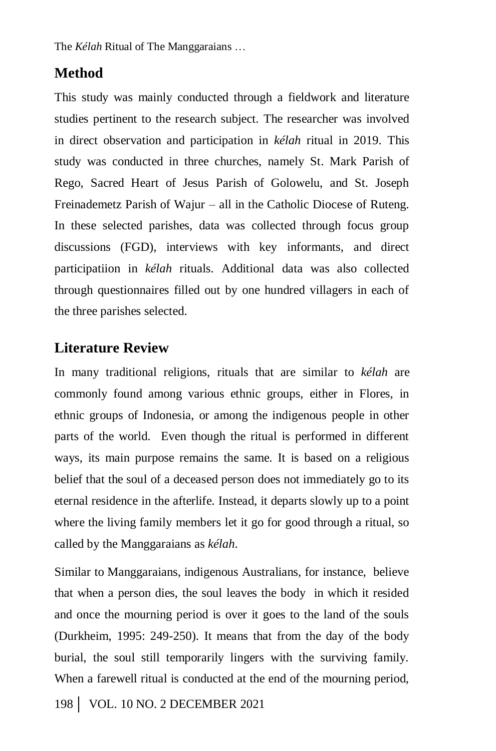## Method

This study was mainly conducted through a fieldwork and literature studies pertinent to the research subject. The researcher was involved in direct observation and participation in *kélah* ritual in 2019. This study was conducted in three churches, namely St. Mark Parish of Rego, Sacred Heart of Jesus Parish of Golowelu, and St. Joseph Freinademetz Parish of Wajur – all in the Catholic Diocese of Ruteng. In these selected parishes, data was collected through focus group discussions (FGD), interviews with key informants, and direct participatiion in *kélah* rituals. Additional data was also collected through questionnaires filled out by one hundred villagers in each of the three parishes selected.

## Literature Review

In many traditional religions, rituals that are similar to *kélah* are commonly found among various ethnic groups, either in Flores, in ethnic groups of Indonesia, or among the indigenous people in other parts of the world. Even though the ritual is performed in different ways, its main purpose remains the same. It is based on a religious belief that the soul of a deceased person does not immediately go to its eternal residence in the afterlife. Instead, it departs slowly up to a point where the living family members let it go for good through a ritual, so called by the Manggaraians as *kélah*.

Similar to Manggaraians, indigenous Australians, for instance, believe that when a person dies, the soul leaves the body in which it resided and once the mourning period is over it goes to the land of the souls (Durkheim, 1995: 249-250). It means that from the day of the body burial, the soul still temporarily lingers with the surviving family. When a farewell ritual is conducted at the end of the mourning period,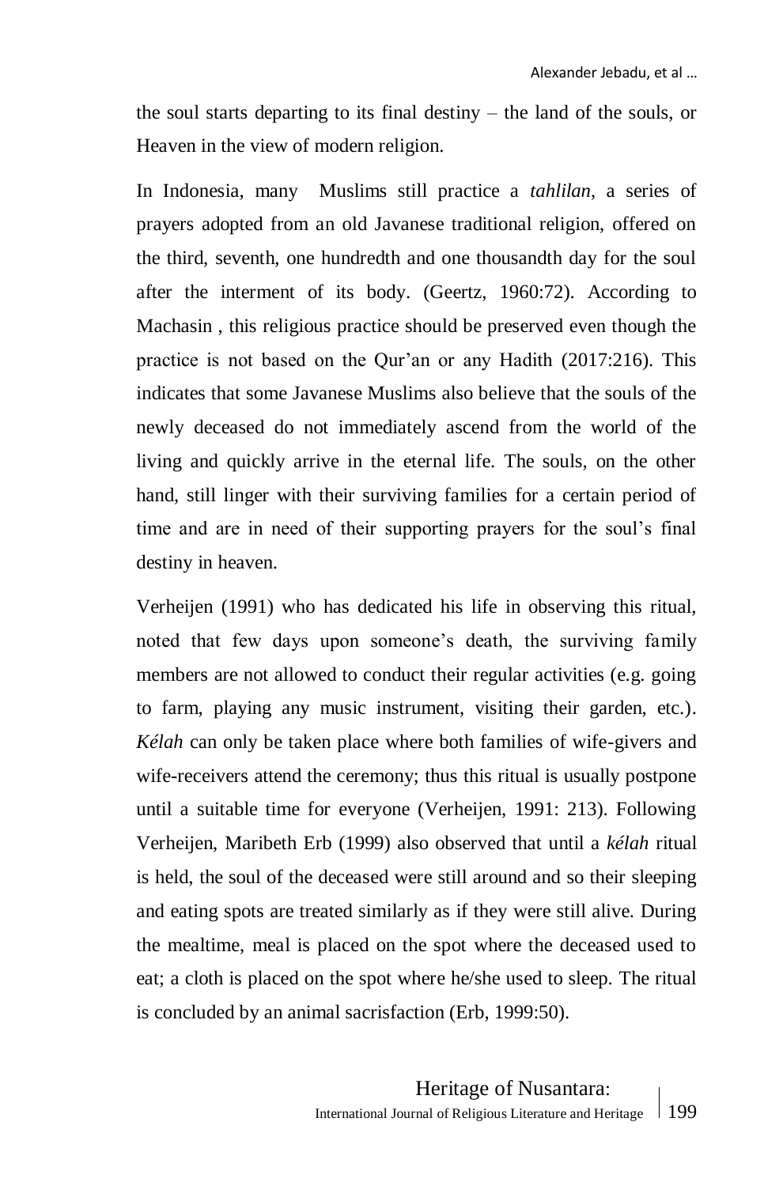the soul starts departing to its final destiny – the land of the souls, or Heaven in the view of modern religion.

In Indonesia, many Muslims still practice a *tahlilan*, a series of prayers adopted from an old Javanese traditional religion, offered on the third, seventh, one hundredth and one thousandth day for the soul after the interment of its body. (Geertz, 1960:72). According to Machasin , this religious practice should be preserved even though the practice is not based on the Qur'an or any Hadith (2017:216). This indicates that some Javanese Muslims also believe that the souls of the newly deceased do not immediately ascend from the world of the living and quickly arrive in the eternal life. The souls, on the other hand, still linger with their surviving families for a certain period of time and are in need of their supporting prayers for the soul's final destiny in heaven.

Verheijen (1991) who has dedicated his life in observing this ritual, noted that few days upon someone's death, the surviving family members are not allowed to conduct their regular activities (e.g. going to farm, playing any music instrument, visiting their garden, etc.). *Kélah* can only be taken place where both families of wife-givers and wife-receivers attend the ceremony; thus this ritual is usually postpone until a suitable time for everyone (Verheijen, 1991: 213). Following Verheijen, Maribeth Erb (1999) also observed that until a *kélah* ritual is held, the soul of the deceased were still around and so their sleeping and eating spots are treated similarly as if they were still alive. During the mealtime, meal is placed on the spot where the deceased used to eat; a cloth is placed on the spot where he/she used to sleep. The ritual is concluded by an animal sacrisfaction (Erb, 1999:50).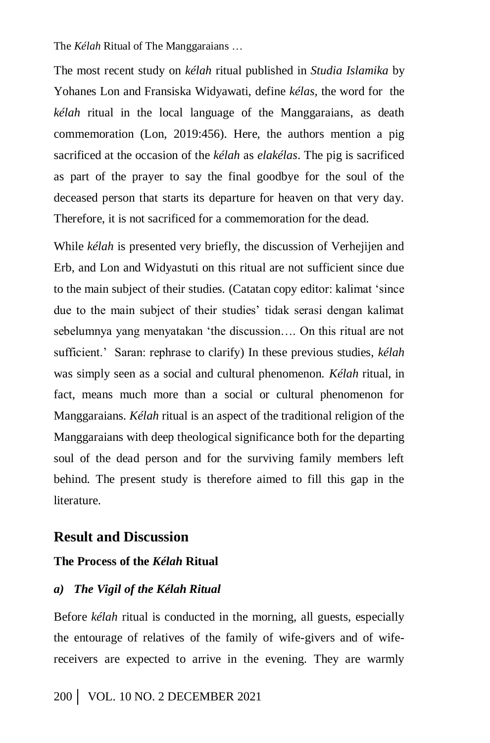The most recent study on *kélah* ritual published in *Studia Islamika* by Yohanes Lon and Fransiska Widyawati, define *kélas*, the word for the *kélah* ritual in the local language of the Manggaraians, as death commemoration (Lon, 2019:456). Here, the authors mention a pig sacrificed at the occasion of the *kélah* as *elakélas*. The pig is sacrificed as part of the prayer to say the final goodbye for the soul of the deceased person that starts its departure for heaven on that very day. Therefore, it is not sacrificed for a commemoration for the dead.

While *kélah* is presented very briefly, the discussion of Verhejijen and Erb, and Lon and Widyastuti on this ritual are not sufficient since due to the main subject of their studies. (Catatan copy editor: kalimat 'since due to the main subject of their studies' tidak serasi dengan kalimat sebelumnya yang menyatakan 'the discussion…. On this ritual are not sufficient.' Saran: rephrase to clarify) In these previous studies, *kélah* was simply seen as a social and cultural phenomenon. *Kélah* ritual, in fact, means much more than a social or cultural phenomenon for Manggaraians. *Kélah* ritual is an aspect of the traditional religion of the Manggaraians with deep theological significance both for the departing soul of the dead person and for the surviving family members left behind. The present study is therefore aimed to fill this gap in the literature.

## Result and Discussion

### The Process of the *Kélah* Ritual

#### *a) The Vigil of the Kélah Ritual*

Before *kélah* ritual is conducted in the morning, all guests, especially the entourage of relatives of the family of wife-givers and of wife-receivers are expected to arrive in the evening. They are warmly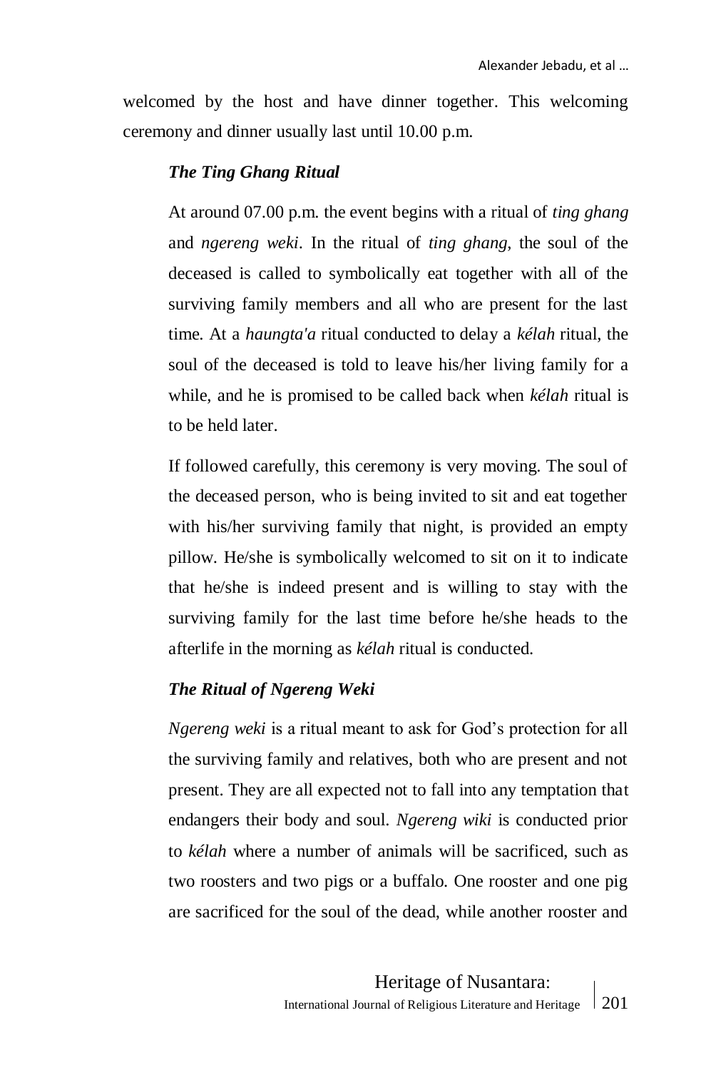welcomed by the host and have dinner together. This welcoming ceremony and dinner usually last until 10.00 p.m.

### *The Ting Ghang Ritual*

At around 07.00 p.m. the event begins with a ritual of *ting ghang* and *ngereng weki*. In the ritual of *ting ghang*, the soul of the deceased is called to symbolically eat together with all of the surviving family members and all who are present for the last time. At a *haungta'a* ritual conducted to delay a *kélah* ritual, the soul of the deceased is told to leave his/her living family for a while, and he is promised to be called back when *kélah* ritual is to be held later.

If followed carefully, this ceremony is very moving. The soul of the deceased person, who is being invited to sit and eat together with his/her surviving family that night, is provided an empty pillow. He/she is symbolically welcomed to sit on it to indicate that he/she is indeed present and is willing to stay with the surviving family for the last time before he/she heads to the afterlife in the morning as *kélah* ritual is conducted.

### *The Ritual of Ngereng Weki*

*Ngereng weki* is a ritual meant to ask for God's protection for all the surviving family and relatives, both who are present and not present. They are all expected not to fall into any temptation that endangers their body and soul. *Ngereng wiki* is conducted prior to *kélah* where a number of animals will be sacrificed, such as two roosters and two pigs or a buffalo. One rooster and one pig are sacrificed for the soul of the dead, while another rooster and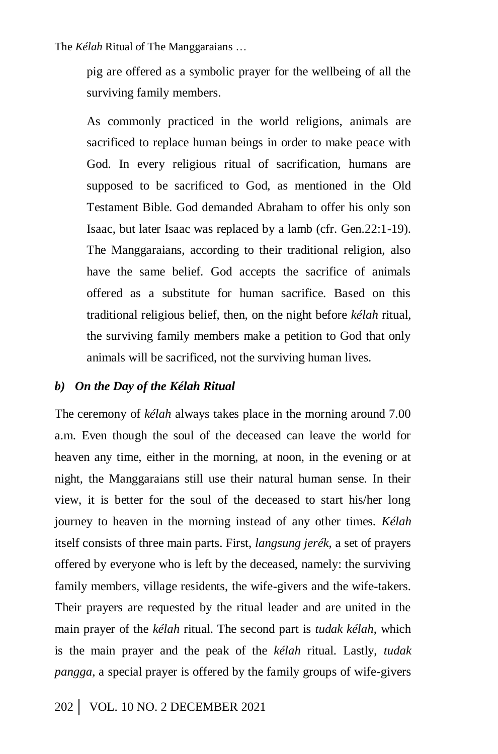pig are offered as a symbolic prayer for the wellbeing of all the surviving family members.

As commonly practiced in the world religions, animals are sacrificed to replace human beings in order to make peace with God. In every religious ritual of sacrification, humans are supposed to be sacrificed to God, as mentioned in the Old Testament Bible. God demanded Abraham to offer his only son Isaac, but later Isaac was replaced by a lamb (cfr. Gen.22:1-19). The Manggaraians, according to their traditional religion, also have the same belief. God accepts the sacrifice of animals offered as a substitute for human sacrifice. Based on this traditional religious belief, then, on the night before *kélah* ritual, the surviving family members make a petition to God that only animals will be sacrificed, not the surviving human lives.

### *b) On the Day of the Kélah Ritual*

The ceremony of *kélah* always takes place in the morning around 7.00 a.m. Even though the soul of the deceased can leave the world for heaven any time, either in the morning, at noon, in the evening or at night, the Manggaraians still use their natural human sense. In their view, it is better for the soul of the deceased to start his/her long journey to heaven in the morning instead of any other times. *Kélah* itself consists of three main parts. First, *langsung jerék*, a set of prayers offered by everyone who is left by the deceased, namely: the surviving family members, village residents, the wife-givers and the wife-takers. Their prayers are requested by the ritual leader and are united in the main prayer of the *kélah* ritual. The second part is *tudak kélah*, which is the main prayer and the peak of the *kélah* ritual. Lastly, *tudak pangga*, a special prayer is offered by the family groups of wife-givers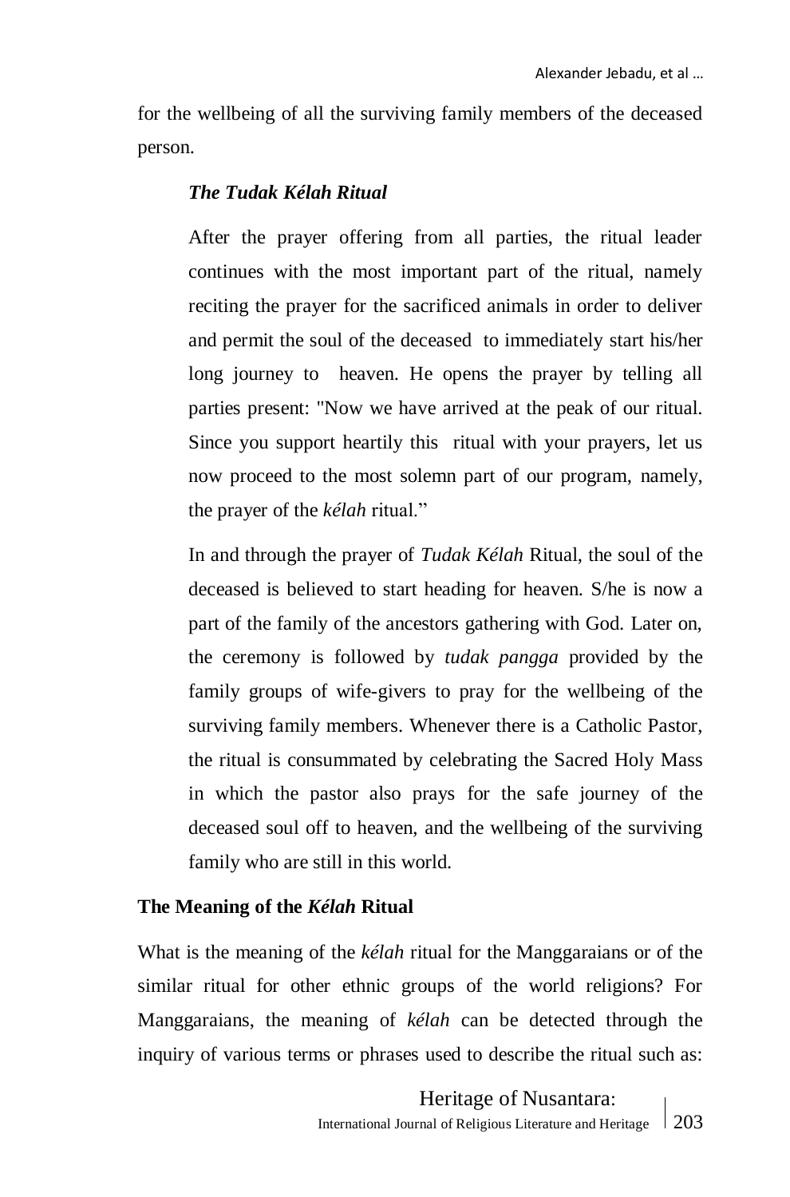for the wellbeing of all the surviving family members of the deceased person.

### *The Tudak Kélah Ritual*

After the prayer offering from all parties, the ritual leader continues with the most important part of the ritual, namely reciting the prayer for the sacrificed animals in order to deliver and permit the soul of the deceased to immediately start his/her long journey to heaven. He opens the prayer by telling all parties present: "Now we have arrived at the peak of our ritual. Since you support heartily this ritual with your prayers, let us now proceed to the most solemn part of our program, namely, the prayer of the *kélah* ritual."

In and through the prayer of *Tudak Kélah* Ritual, the soul of the deceased is believed to start heading for heaven. S/he is now a part of the family of the ancestors gathering with God. Later on, the ceremony is followed by *tudak pangga* provided by the family groups of wife-givers to pray for the wellbeing of the surviving family members. Whenever there is a Catholic Pastor, the ritual is consummated by celebrating the Sacred Holy Mass in which the pastor also prays for the safe journey of the deceased soul off to heaven, and the wellbeing of the surviving family who are still in this world.

## The Meaning of the *Kélah* Ritual

What is the meaning of the *kélah* ritual for the Manggaraians or of the similar ritual for other ethnic groups of the world religions? For Manggaraians, the meaning of *kélah* can be detected through the inquiry of various terms or phrases used to describe the ritual such as: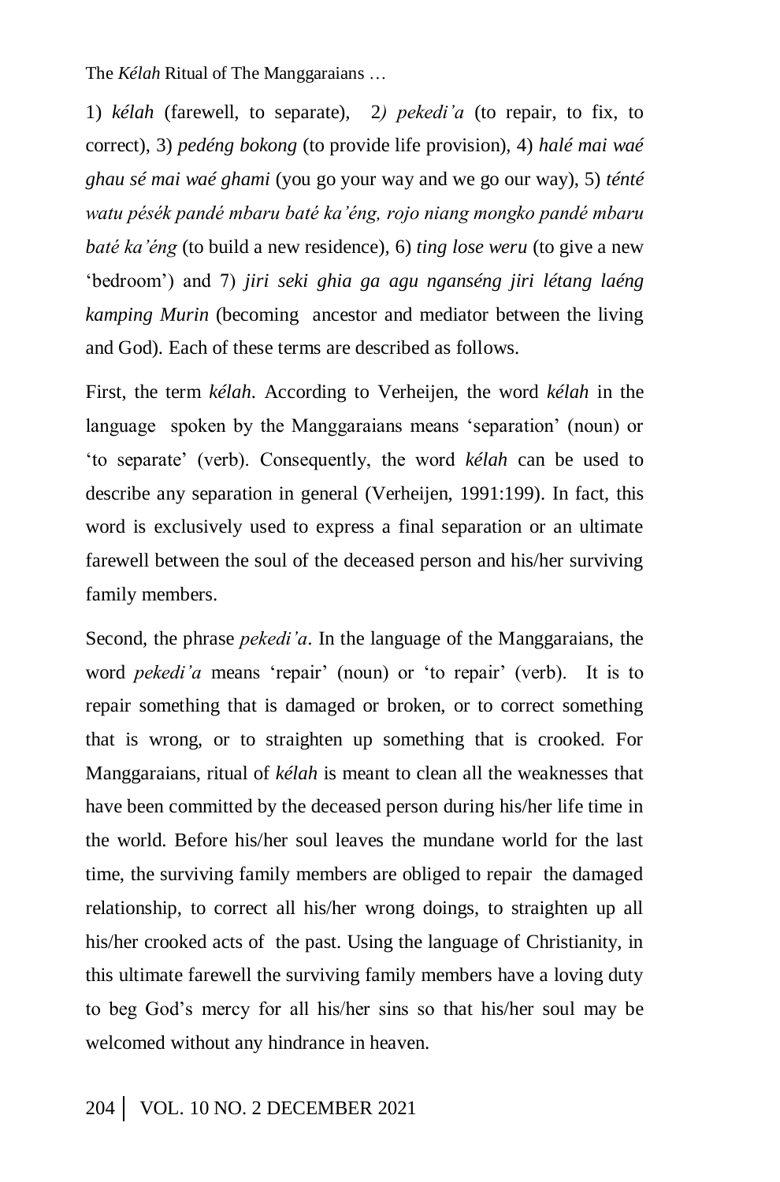1) *kélah* (farewell, to separate), 2*) pekedi'a* (to repair, to fix, to correct), 3) *pedéng bokong* (to provide life provision), 4) *halé mai waé ghau sé mai waé ghami* (you go your way and we go our way), 5) *ténté watu pések pandé mbaru baté ka'éng, rojo niang mongko pandé mbaru baté ka'éng* (to build a new residence), 6) *ting lose weru* (to give a new 'bedroom') and 7) *jiri seki ghia ga agu nganséng jiri létang laéng kamping Murin* (becoming ancestor and mediator between the living and God). Each of these terms are described as follows.

First, the term *kélah*. According to Verheijen, the word *kélah* in the language spoken by the Manggaraians means 'separation' (noun) or 'to separate' (verb). Consequently, the word *kélah* can be used to describe any separation in general (Verheijen, 1991:199). In fact, this word is exclusively used to express a final separation or an ultimate farewell between the soul of the deceased person and his/her surviving family members.

Second, the phrase *pekedi'a*. In the language of the Manggaraians, the word *pekedi'a* means 'repair' (noun) or 'to repair' (verb). It is to repair something that is damaged or broken, or to correct something that is wrong, or to straighten up something that is crooked. For Manggaraians, ritual of *kélah* is meant to clean all the weaknesses that have been committed by the deceased person during his/her life time in the world. Before his/her soul leaves the mundane world for the last time, the surviving family members are obliged to repair the damaged relationship, to correct all his/her wrong doings, to straighten up all his/her crooked acts of the past. Using the language of Christianity, in this ultimate farewell the surviving family members have a loving duty to beg God's mercy for all his/her sins so that his/her soul may be welcomed without any hindrance in heaven.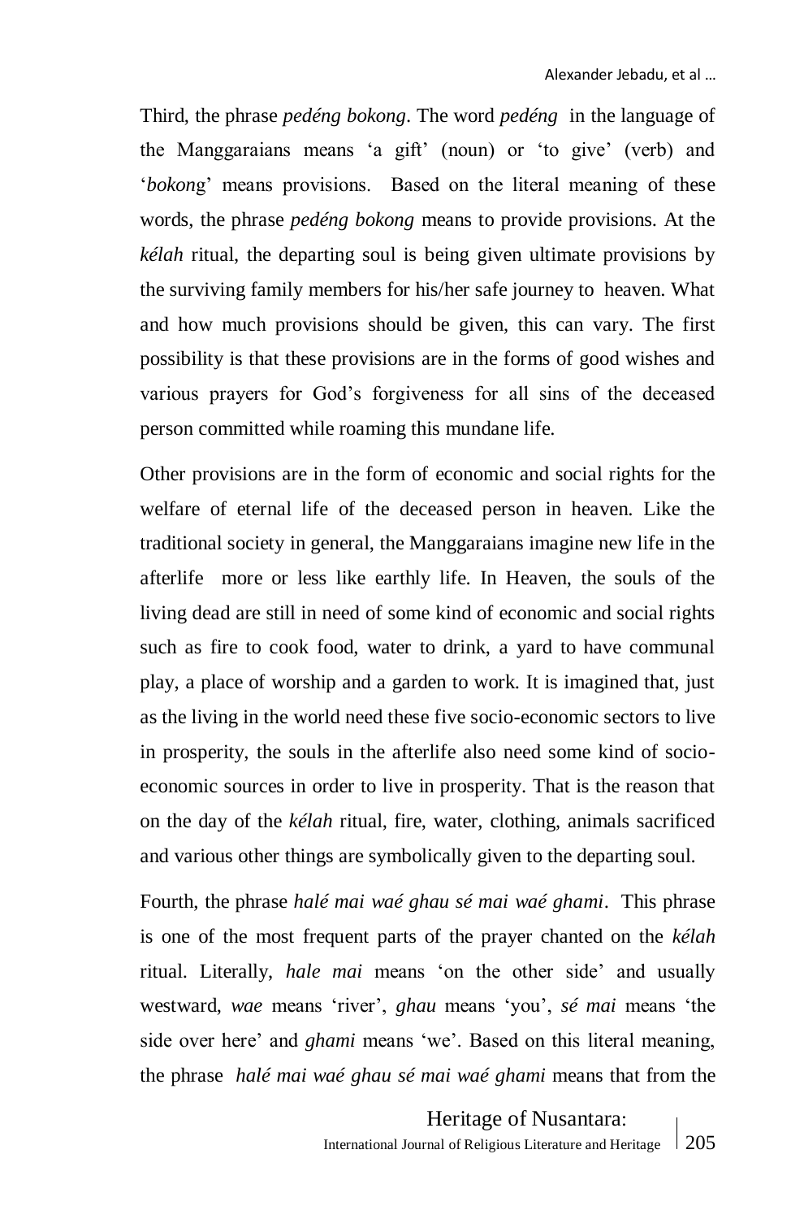Third, the phrase *pedéng bokong*. The word *pedéng* in the language of the Manggaraians means 'a gift' (noun) or 'to give' (verb) and '*bokon*g' means provisions. Based on the literal meaning of these words, the phrase *pedéng bokong* means to provide provisions. At the *kélah* ritual, the departing soul is being given ultimate provisions by the surviving family members for his/her safe journey to heaven. What and how much provisions should be given, this can vary. The first possibility is that these provisions are in the forms of good wishes and various prayers for God's forgiveness for all sins of the deceased person committed while roaming this mundane life.

Other provisions are in the form of economic and social rights for the welfare of eternal life of the deceased person in heaven. Like the traditional society in general, the Manggaraians imagine new life in the afterlife more or less like earthly life. In Heaven, the souls of the living dead are still in need of some kind of economic and social rights such as fire to cook food, water to drink, a yard to have communal play, a place of worship and a garden to work. It is imagined that, just as the living in the world need these five socio-economic sectors to live in prosperity, the souls in the afterlife also need some kind of socio-economic sources in order to live in prosperity. That is the reason that on the day of the *kélah* ritual, fire, water, clothing, animals sacrificed and various other things are symbolically given to the departing soul.

Fourth, the phrase *halé mai waé ghau sé mai waé ghami*. This phrase is one of the most frequent parts of the prayer chanted on the *kélah* ritual. Literally, *hale mai* means 'on the other side' and usually westward, *wae* means 'river', *ghau* means 'you', *sé mai* means 'the side over here' and *ghami* means 'we'. Based on this literal meaning, the phrase *halé mai waé ghau sé mai waé ghami* means that from the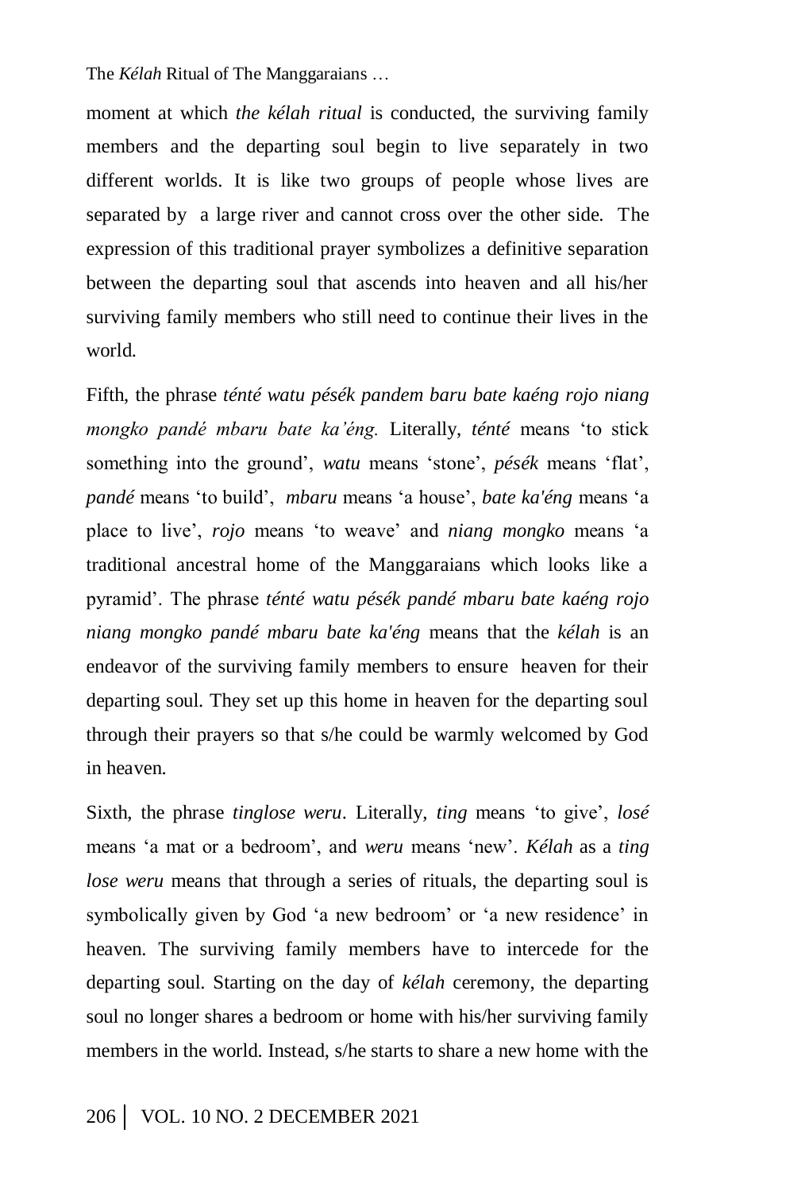moment at which *the kélah ritual* is conducted, the surviving family members and the departing soul begin to live separately in two different worlds. It is like two groups of people whose lives are separated by a large river and cannot cross over the other side. The expression of this traditional prayer symbolizes a definitive separation between the departing soul that ascends into heaven and all his/her surviving family members who still need to continue their lives in the world.

Fifth, the phrase *ténté watu pésék pandem baru bate kaéng rojo niang mongko pandé mbaru bate ka'éng.* Literally, *ténté* means 'to stick something into the ground', *watu* means 'stone', *pésék* means 'flat', *pandé* means 'to build', *mbaru* means 'a house', *bate ka'éng* means 'a place to live', *rojo* means 'to weave' and *niang mongko* means 'a traditional ancestral home of the Manggaraians which looks like a pyramid'. The phrase *ténté watu pésék pandé mbaru bate kaéng rojo niang mongko pandé mbaru bate ka'éng* means that the *kélah* is an endeavor of the surviving family members to ensure heaven for their departing soul. They set up this home in heaven for the departing soul through their prayers so that s/he could be warmly welcomed by God in heaven.

Sixth, the phrase *tinglose weru*. Literally, *ting* means 'to give', *losé* means 'a mat or a bedroom', and *weru* means 'new'. *Kélah* as a *ting lose weru* means that through a series of rituals, the departing soul is symbolically given by God 'a new bedroom' or 'a new residence' in heaven. The surviving family members have to intercede for the departing soul. Starting on the day of *kélah* ceremony, the departing soul no longer shares a bedroom or home with his/her surviving family members in the world. Instead, s/he starts to share a new home with the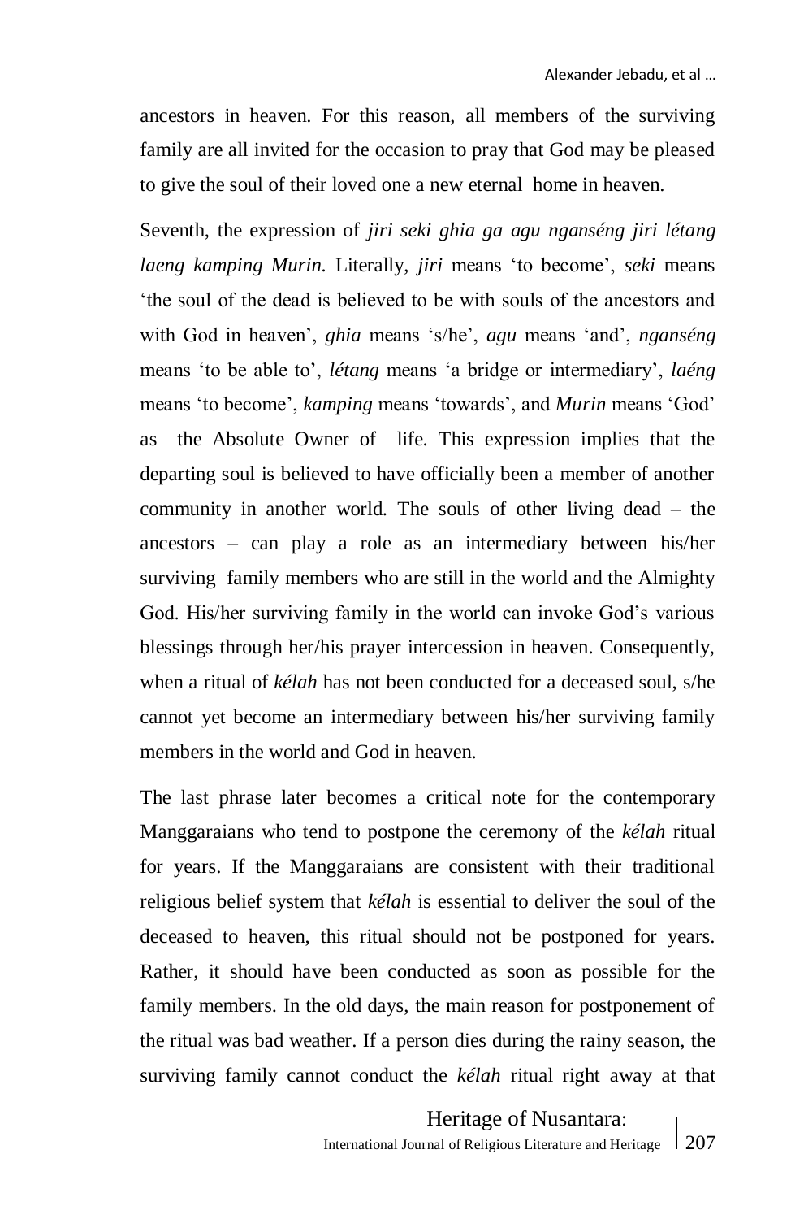ancestors in heaven. For this reason, all members of the surviving family are all invited for the occasion to pray that God may be pleased to give the soul of their loved one a new eternal home in heaven.

Seventh, the expression of *jiri seki ghia ga agu nganséng jiri létang laeng kamping Murin.* Literally, *jiri* means 'to become', *seki* means 'the soul of the dead is believed to be with souls of the ancestors and with God in heaven', *ghia* means 's/he', *agu* means 'and', *nganséng* means 'to be able to', *létang* means 'a bridge or intermediary', *laéng* means 'to become', *kamping* means 'towards', and *Murin* means 'God' as the Absolute Owner of life. This expression implies that the departing soul is believed to have officially been a member of another community in another world. The souls of other living dead – the ancestors – can play a role as an intermediary between his/her surviving family members who are still in the world and the Almighty God. His/her surviving family in the world can invoke God's various blessings through her/his prayer intercession in heaven. Consequently, when a ritual of *kélah* has not been conducted for a deceased soul, s/he cannot yet become an intermediary between his/her surviving family members in the world and God in heaven.

The last phrase later becomes a critical note for the contemporary Manggaraians who tend to postpone the ceremony of the *kélah* ritual for years. If the Manggaraians are consistent with their traditional religious belief system that *kélah* is essential to deliver the soul of the deceased to heaven, this ritual should not be postponed for years. Rather, it should have been conducted as soon as possible for the family members. In the old days, the main reason for postponement of the ritual was bad weather. If a person dies during the rainy season, the surviving family cannot conduct the *kélah* ritual right away at that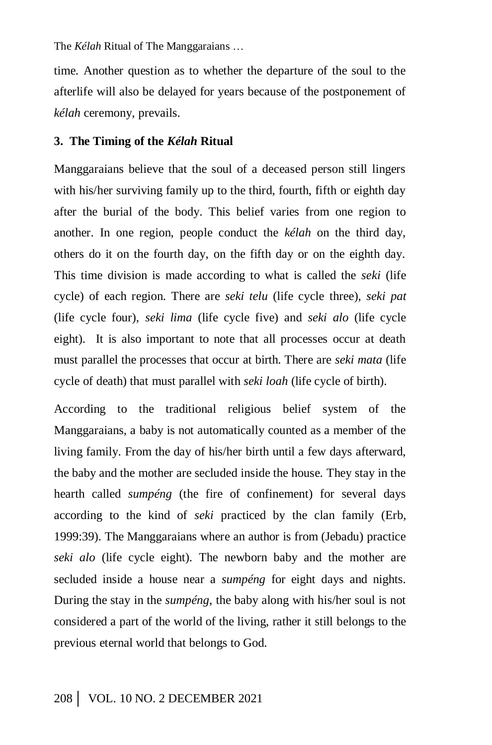time. Another question as to whether the departure of the soul to the afterlife will also be delayed for years because of the postponement of *kélah* ceremony, prevails.

### 3. The Timing of the *Kélah* Ritual

Manggaraians believe that the soul of a deceased person still lingers with his/her surviving family up to the third, fourth, fifth or eighth day after the burial of the body. This belief varies from one region to another. In one region, people conduct the *kélah* on the third day, others do it on the fourth day, on the fifth day or on the eighth day. This time division is made according to what is called the *seki* (life cycle) of each region. There are *seki telu* (life cycle three), *seki pat* (life cycle four), *seki lima* (life cycle five) and *seki alo* (life cycle eight). It is also important to note that all processes occur at death must parallel the processes that occur at birth. There are *seki mata* (life cycle of death) that must parallel with *seki loah* (life cycle of birth).

According to the traditional religious belief system of the Manggaraians, a baby is not automatically counted as a member of the living family. From the day of his/her birth until a few days afterward, the baby and the mother are secluded inside the house. They stay in the hearth called *sumpéng* (the fire of confinement) for several days according to the kind of *seki* practiced by the clan family (Erb, 1999:39). The Manggaraians where an author is from (Jebadu) practice *seki alo* (life cycle eight). The newborn baby and the mother are secluded inside a house near a *sumpéng* for eight days and nights. During the stay in the *sumpéng*, the baby along with his/her soul is not considered a part of the world of the living, rather it still belongs to the previous eternal world that belongs to God.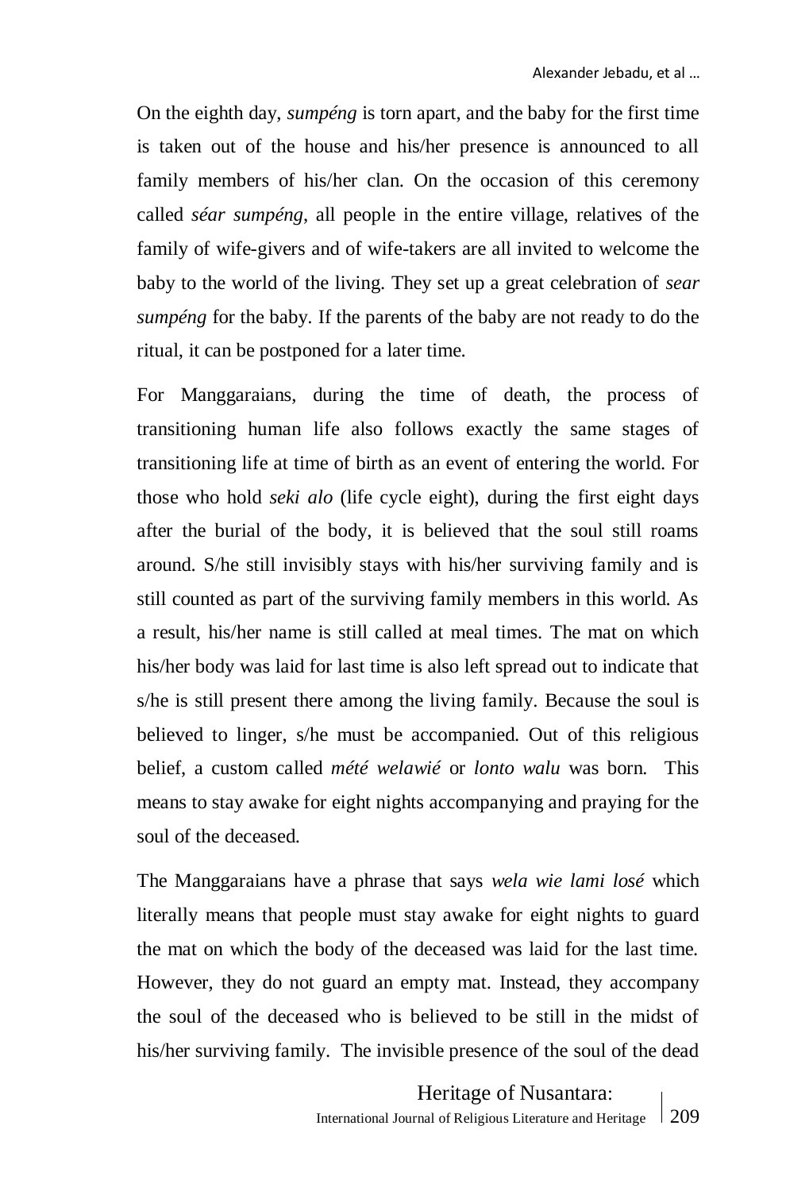On the eighth day, *sumpéng* is torn apart, and the baby for the first time is taken out of the house and his/her presence is announced to all family members of his/her clan. On the occasion of this ceremony called *séar sumpéng*, all people in the entire village, relatives of the family of wife-givers and of wife-takers are all invited to welcome the baby to the world of the living. They set up a great celebration of *sear sumpéng* for the baby. If the parents of the baby are not ready to do the ritual, it can be postponed for a later time.

For Manggaraians, during the time of death, the process of transitioning human life also follows exactly the same stages of transitioning life at time of birth as an event of entering the world. For those who hold *seki alo* (life cycle eight), during the first eight days after the burial of the body, it is believed that the soul still roams around. S/he still invisibly stays with his/her surviving family and is still counted as part of the surviving family members in this world. As a result, his/her name is still called at meal times. The mat on which his/her body was laid for last time is also left spread out to indicate that s/he is still present there among the living family. Because the soul is believed to linger, s/he must be accompanied. Out of this religious belief, a custom called *mété welawié* or *lonto walu* was born. This means to stay awake for eight nights accompanying and praying for the soul of the deceased.

The Manggaraians have a phrase that says *wela wie lami losé* which literally means that people must stay awake for eight nights to guard the mat on which the body of the deceased was laid for the last time. However, they do not guard an empty mat. Instead, they accompany the soul of the deceased who is believed to be still in the midst of his/her surviving family. The invisible presence of the soul of the dead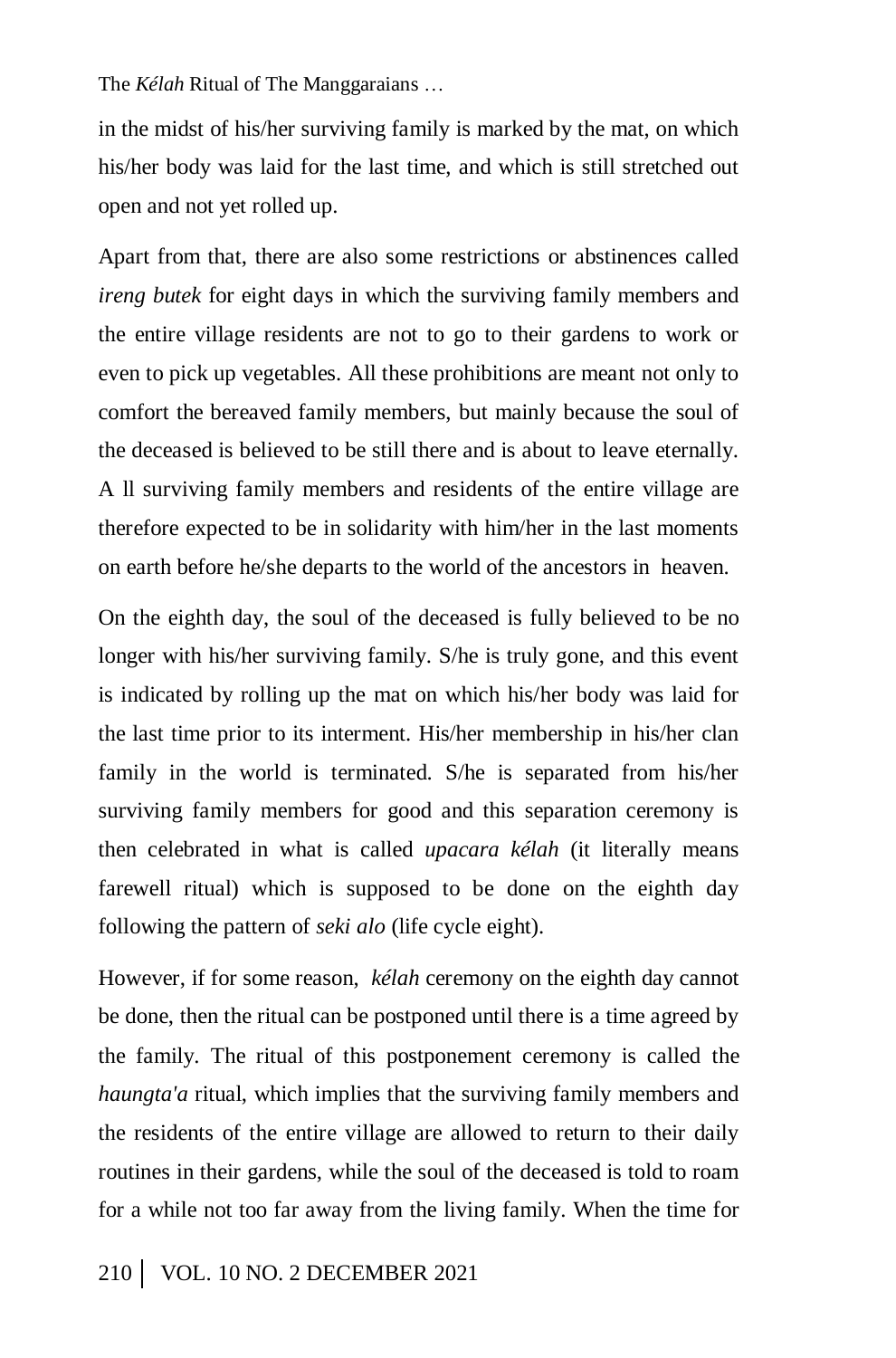in the midst of his/her surviving family is marked by the mat, on which his/her body was laid for the last time, and which is still stretched out open and not yet rolled up.

Apart from that, there are also some restrictions or abstinences called *ireng butek* for eight days in which the surviving family members and the entire village residents are not to go to their gardens to work or even to pick up vegetables. All these prohibitions are meant not only to comfort the bereaved family members, but mainly because the soul of the deceased is believed to be still there and is about to leave eternally. A ll surviving family members and residents of the entire village are therefore expected to be in solidarity with him/her in the last moments on earth before he/she departs to the world of the ancestors in heaven.

On the eighth day, the soul of the deceased is fully believed to be no longer with his/her surviving family. S/he is truly gone, and this event is indicated by rolling up the mat on which his/her body was laid for the last time prior to its interment. His/her membership in his/her clan family in the world is terminated. S/he is separated from his/her surviving family members for good and this separation ceremony is then celebrated in what is called *upacara kélah* (it literally means farewell ritual) which is supposed to be done on the eighth day following the pattern of *seki alo* (life cycle eight).

However, if for some reason, *kélah* ceremony on the eighth day cannot be done, then the ritual can be postponed until there is a time agreed by the family. The ritual of this postponement ceremony is called the *haungta'a* ritual, which implies that the surviving family members and the residents of the entire village are allowed to return to their daily routines in their gardens, while the soul of the deceased is told to roam for a while not too far away from the living family. When the time for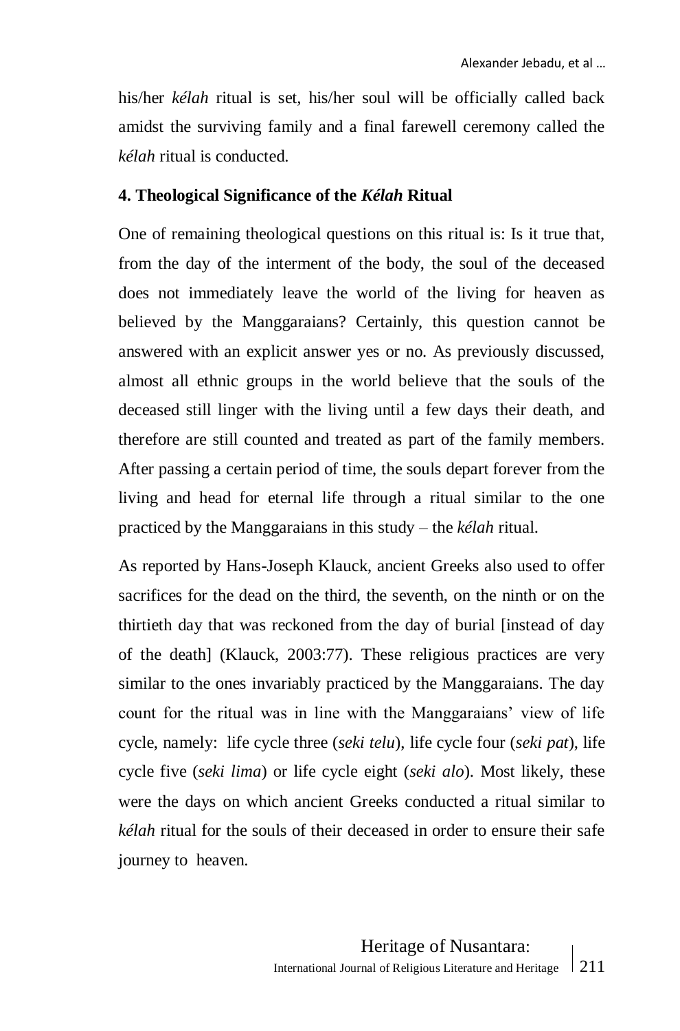his/her *kélah* ritual is set, his/her soul will be officially called back amidst the surviving family and a final farewell ceremony called the *kélah* ritual is conducted.

### 4. Theological Significance of the *Kélah* Ritual

One of remaining theological questions on this ritual is: Is it true that, from the day of the interment of the body, the soul of the deceased does not immediately leave the world of the living for heaven as believed by the Manggaraians? Certainly, this question cannot be answered with an explicit answer yes or no. As previously discussed, almost all ethnic groups in the world believe that the souls of the deceased still linger with the living until a few days their death, and therefore are still counted and treated as part of the family members. After passing a certain period of time, the souls depart forever from the living and head for eternal life through a ritual similar to the one practiced by the Manggaraians in this study – the *kélah* ritual.

As reported by Hans-Joseph Klauck, ancient Greeks also used to offer sacrifices for the dead on the third, the seventh, on the ninth or on the thirtieth day that was reckoned from the day of burial [instead of day of the death] (Klauck, 2003:77). These religious practices are very similar to the ones invariably practiced by the Manggaraians. The day count for the ritual was in line with the Manggaraians' view of life cycle, namely: life cycle three (*seki telu*), life cycle four (*seki pat*), life cycle five (*seki lima*) or life cycle eight (*seki alo*). Most likely, these were the days on which ancient Greeks conducted a ritual similar to *kélah* ritual for the souls of their deceased in order to ensure their safe journey to heaven.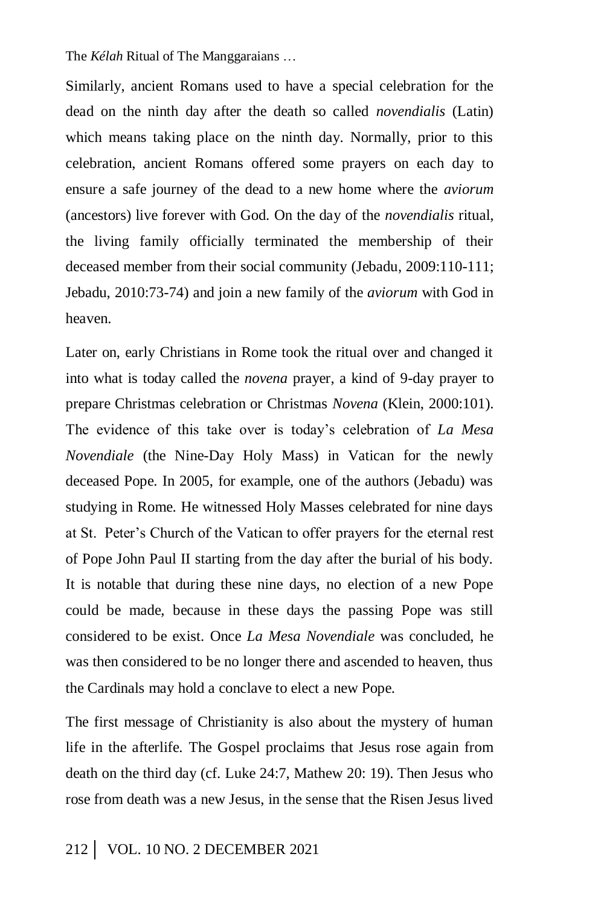Similarly, ancient Romans used to have a special celebration for the dead on the ninth day after the death so called *novendialis* (Latin) which means taking place on the ninth day. Normally, prior to this celebration, ancient Romans offered some prayers on each day to ensure a safe journey of the dead to a new home where the *aviorum* (ancestors) live forever with God. On the day of the *novendialis* ritual, the living family officially terminated the membership of their deceased member from their social community (Jebadu, 2009:110-111; Jebadu, 2010:73-74) and join a new family of the *aviorum* with God in heaven.

Later on, early Christians in Rome took the ritual over and changed it into what is today called the *novena* prayer, a kind of 9-day prayer to prepare Christmas celebration or Christmas *Novena* (Klein, 2000:101). The evidence of this take over is today's celebration of *La Mesa Novendiale* (the Nine-Day Holy Mass) in Vatican for the newly deceased Pope. In 2005, for example, one of the authors (Jebadu) was studying in Rome. He witnessed Holy Masses celebrated for nine days at St. Peter's Church of the Vatican to offer prayers for the eternal rest of Pope John Paul II starting from the day after the burial of his body. It is notable that during these nine days, no election of a new Pope could be made, because in these days the passing Pope was still considered to be exist. Once *La Mesa Novendiale* was concluded, he was then considered to be no longer there and ascended to heaven, thus the Cardinals may hold a conclave to elect a new Pope.

The first message of Christianity is also about the mystery of human life in the afterlife. The Gospel proclaims that Jesus rose again from death on the third day (cf. Luke 24:7, Mathew 20: 19). Then Jesus who rose from death was a new Jesus, in the sense that the Risen Jesus lived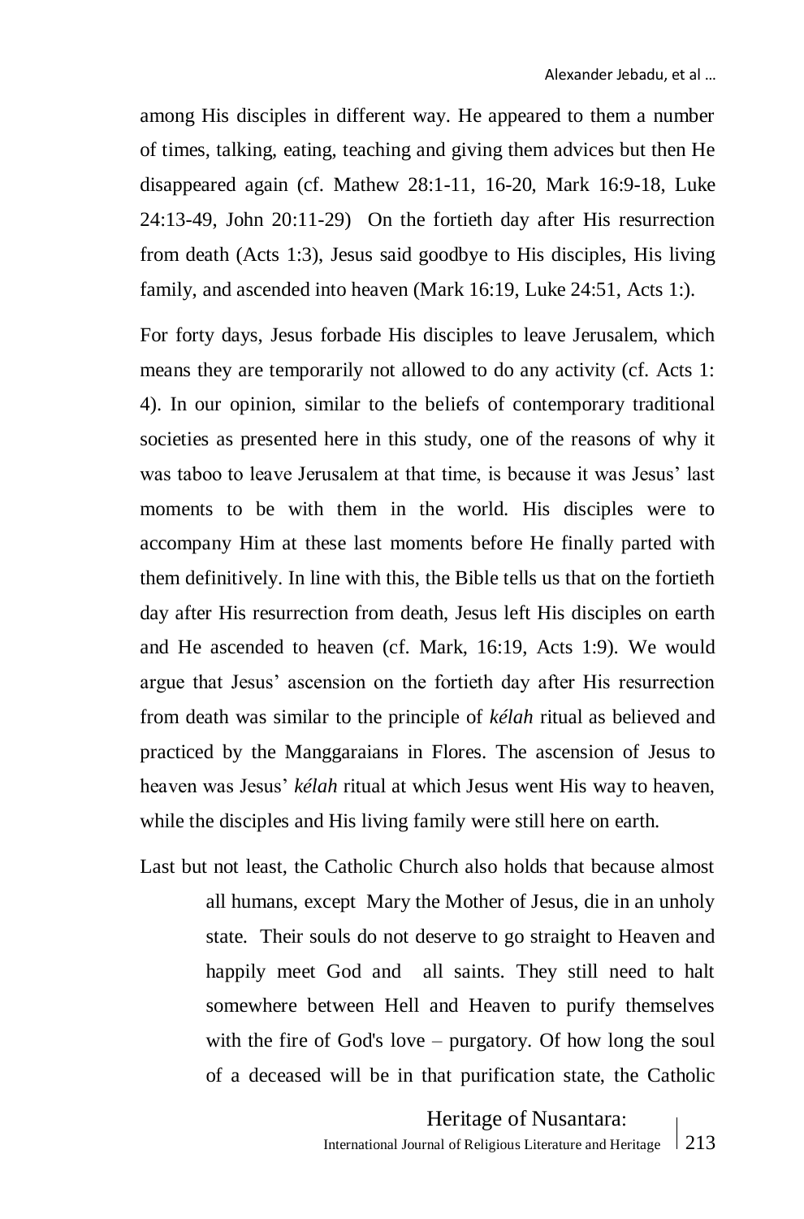among His disciples in different way. He appeared to them a number of times, talking, eating, teaching and giving them advices but then He disappeared again (cf. Mathew 28:1-11, 16-20, Mark 16:9-18, Luke 24:13-49, John 20:11-29) On the fortieth day after His resurrection from death (Acts 1:3), Jesus said goodbye to His disciples, His living family, and ascended into heaven (Mark 16:19, Luke 24:51, Acts 1:).

For forty days, Jesus forbade His disciples to leave Jerusalem, which means they are temporarily not allowed to do any activity (cf. Acts 1: 4). In our opinion, similar to the beliefs of contemporary traditional societies as presented here in this study, one of the reasons of why it was taboo to leave Jerusalem at that time, is because it was Jesus' last moments to be with them in the world. His disciples were to accompany Him at these last moments before He finally parted with them definitively. In line with this, the Bible tells us that on the fortieth day after His resurrection from death, Jesus left His disciples on earth and He ascended to heaven (cf. Mark, 16:19, Acts 1:9). We would argue that Jesus' ascension on the fortieth day after His resurrection from death was similar to the principle of *kélah* ritual as believed and practiced by the Manggaraians in Flores. The ascension of Jesus to heaven was Jesus' *kélah* ritual at which Jesus went His way to heaven, while the disciples and His living family were still here on earth.

Last but not least, the Catholic Church also holds that because almost all humans, except Mary the Mother of Jesus, die in an unholy state. Their souls do not deserve to go straight to Heaven and happily meet God and all saints. They still need to halt somewhere between Hell and Heaven to purify themselves with the fire of God's love – purgatory. Of how long the soul of a deceased will be in that purification state, the Catholic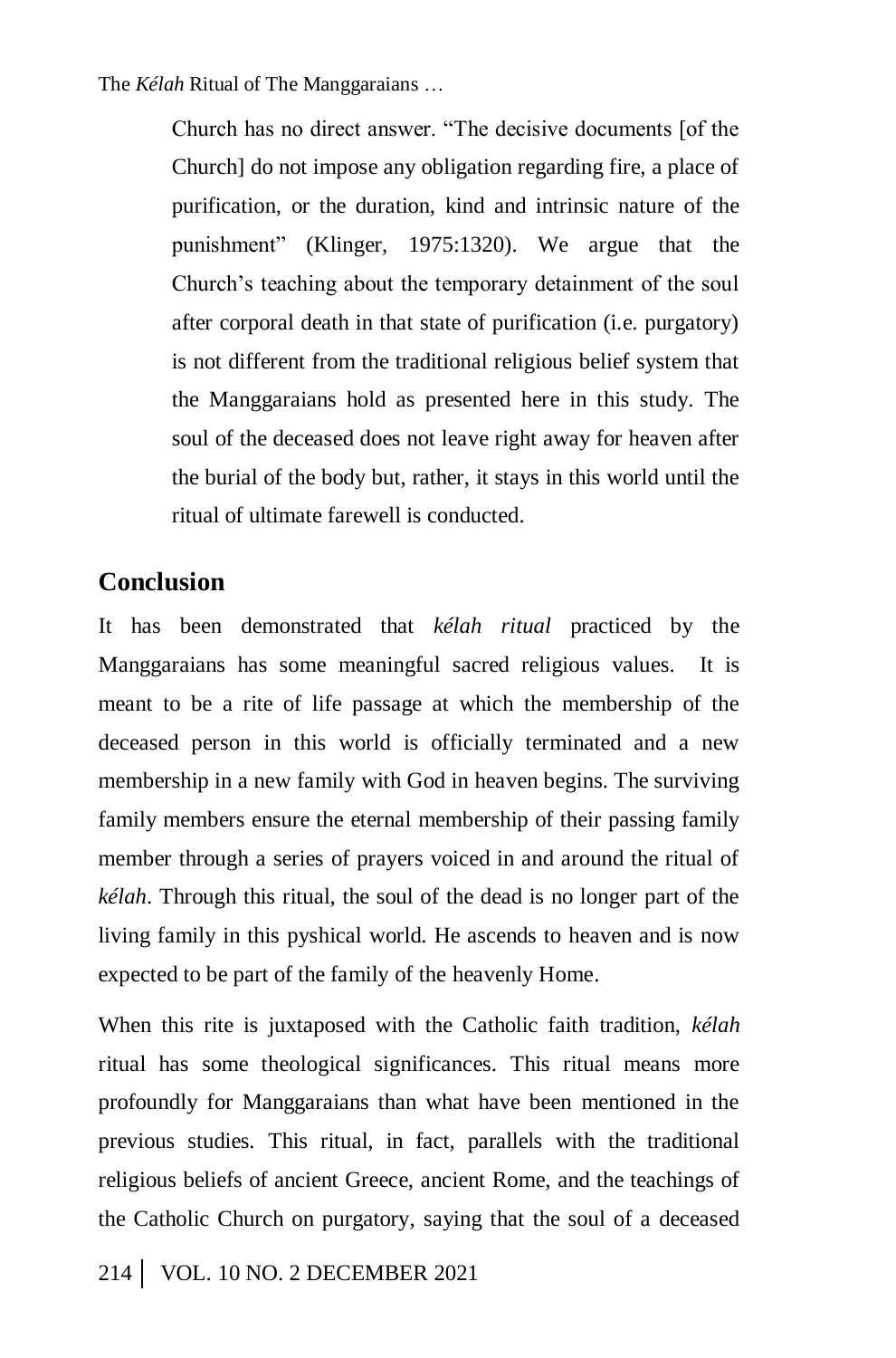Church has no direct answer. "The decisive documents [of the Church] do not impose any obligation regarding fire, a place of purification, or the duration, kind and intrinsic nature of the punishment" (Klinger, 1975:1320). We argue that the Church's teaching about the temporary detainment of the soul after corporal death in that state of purification (i.e. purgatory) is not different from the traditional religious belief system that the Manggaraians hold as presented here in this study. The soul of the deceased does not leave right away for heaven after the burial of the body but, rather, it stays in this world until the ritual of ultimate farewell is conducted.

## Conclusion

It has been demonstrated that *kélah ritual* practiced by the Manggaraians has some meaningful sacred religious values. It is meant to be a rite of life passage at which the membership of the deceased person in this world is officially terminated and a new membership in a new family with God in heaven begins. The surviving family members ensure the eternal membership of their passing family member through a series of prayers voiced in and around the ritual of *kélah*. Through this ritual, the soul of the dead is no longer part of the living family in this pyshical world. He ascends to heaven and is now expected to be part of the family of the heavenly Home.

When this rite is juxtaposed with the Catholic faith tradition, *kélah* ritual has some theological significances. This ritual means more profoundly for Manggaraians than what have been mentioned in the previous studies. This ritual, in fact, parallels with the traditional religious beliefs of ancient Greece, ancient Rome, and the teachings of the Catholic Church on purgatory, saying that the soul of a deceased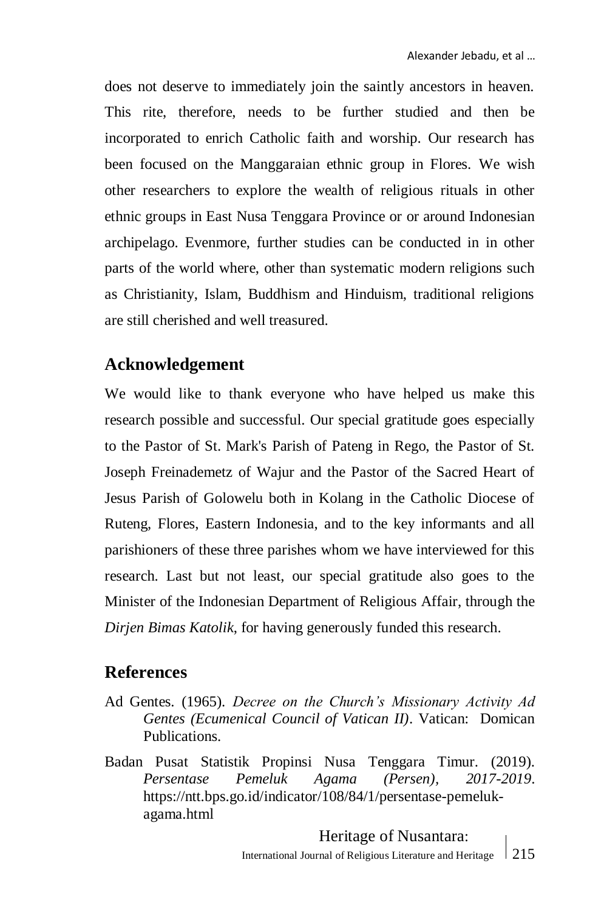does not deserve to immediately join the saintly ancestors in heaven. This rite, therefore, needs to be further studied and then be incorporated to enrich Catholic faith and worship. Our research has been focused on the Manggaraian ethnic group in Flores. We wish other researchers to explore the wealth of religious rituals in other ethnic groups in East Nusa Tenggara Province or or around Indonesian archipelago. Evenmore, further studies can be conducted in in other parts of the world where, other than systematic modern religions such as Christianity, Islam, Buddhism and Hinduism, traditional religions are still cherished and well treasured.

## Acknowledgement

We would like to thank everyone who have helped us make this research possible and successful. Our special gratitude goes especially to the Pastor of St. Mark's Parish of Pateng in Rego, the Pastor of St. Joseph Freinademetz of Wajur and the Pastor of the Sacred Heart of Jesus Parish of Golowelu both in Kolang in the Catholic Diocese of Ruteng, Flores, Eastern Indonesia, and to the key informants and all parishioners of these three parishes whom we have interviewed for this research. Last but not least, our special gratitude also goes to the Minister of the Indonesian Department of Religious Affair, through the *Dirjen Bimas Katolik*, for having generously funded this research.

## References

Ad Gentes. (1965). *Decree on the Church's Missionary Activity Ad Gentes (Ecumenical Council of Vatican II)*. Vatican: Domican Publications.

Badan Pusat Statistik Propinsi Nusa Tenggara Timur. (2019). *Persentase Pemeluk Agama (Persen), 2017-2019*. https://ntt.bps.go.id/indicator/108/84/1/persentase-pemeluk-agama.html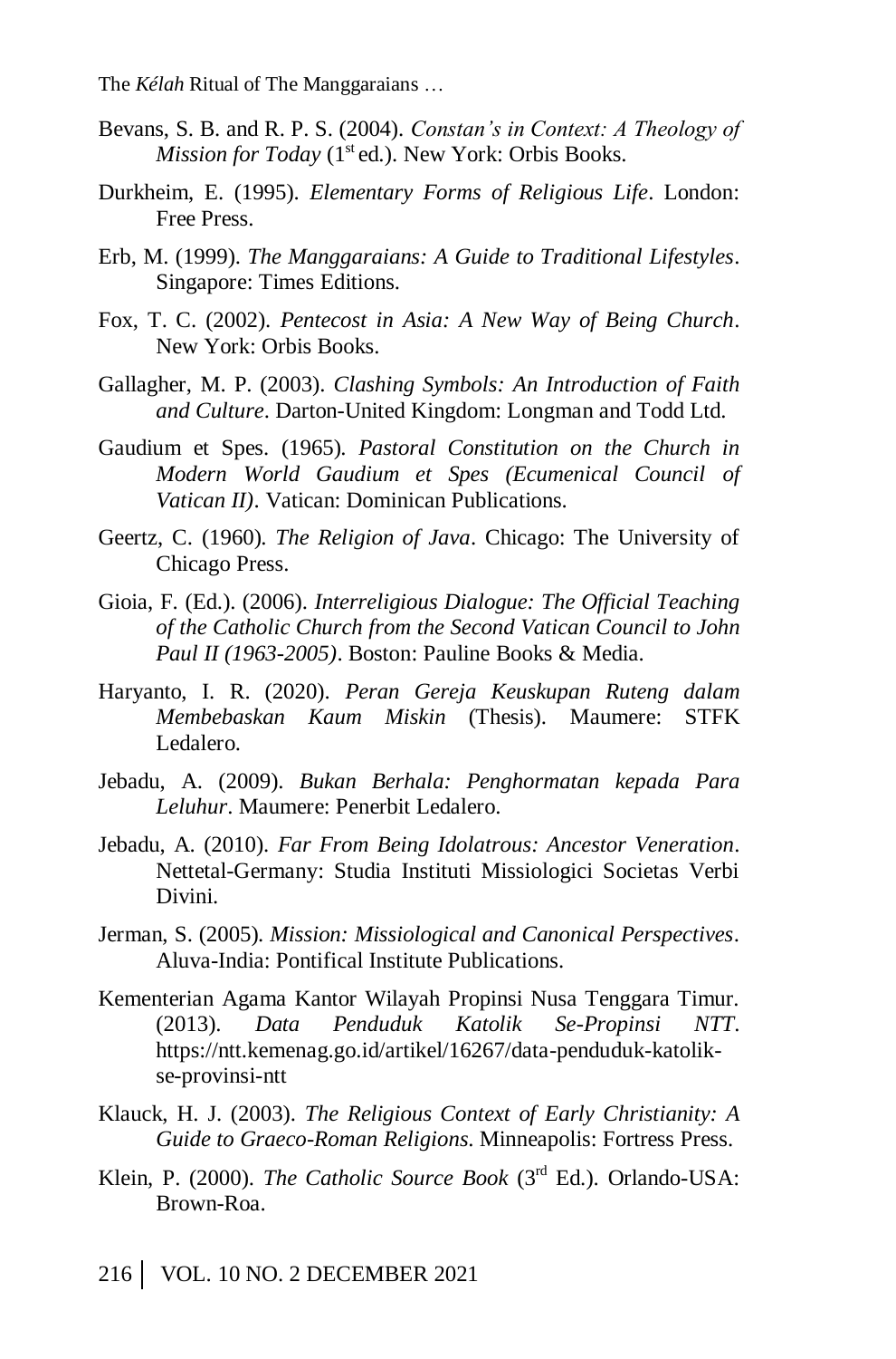Bevans, S. B. and R. P. S. (2004). *Constan's in Context: A Theology of Mission for Today* (1st ed.). New York: Orbis Books.

Durkheim, E. (1995). *Elementary Forms of Religious Life*. London: Free Press.

Erb, M. (1999). *The Manggaraians: A Guide to Traditional Lifestyles*. Singapore: Times Editions.

Fox, T. C. (2002). *Pentecost in Asia: A New Way of Being Church*. New York: Orbis Books.

Gallagher, M. P. (2003). *Clashing Symbols: An Introduction of Faith and Culture*. Darton-United Kingdom: Longman and Todd Ltd.

Gaudium et Spes. (1965). *Pastoral Constitution on the Church in Modern World Gaudium et Spes (Ecumenical Council of Vatican II)*. Vatican: Dominican Publications.

Geertz, C. (1960). *The Religion of Java*. Chicago: The University of Chicago Press.

Gioia, F. (Ed.). (2006). *Interreligious Dialogue: The Official Teaching of the Catholic Church from the Second Vatican Council to John Paul II (1963-2005)*. Boston: Pauline Books & Media.

Haryanto, I. R. (2020). *Peran Gereja Keuskupan Ruteng dalam Membebaskan Kaum Miskin* (Thesis). Maumere: STFK Ledalero.

Jebadu, A. (2009). *Bukan Berhala: Penghormatan kepada Para Leluhur*. Maumere: Penerbit Ledalero.

Jebadu, A. (2010). *Far From Being Idolatrous: Ancestor Veneration*. Nettetal-Germany: Studia Instituti Missiologici Societas Verbi Divini.

Jerman, S. (2005). *Mission: Missiological and Canonical Perspectives*. Aluva-India: Pontifical Institute Publications.

Kementerian Agama Kantor Wilayah Propinsi Nusa Tenggara Timur. (2013). *Data Penduduk Katolik Se-Propinsi NTT*. https://ntt.kemenag.go.id/artikel/16267/data-penduduk-katolik-se-provinsi-ntt

Klauck, H. J. (2003). *The Religious Context of Early Christianity: A Guide to Graeco-Roman Religions*. Minneapolis: Fortress Press.

Klein, P. (2000). *The Catholic Source Book* (3rd Ed.). Orlando-USA: Brown-Roa.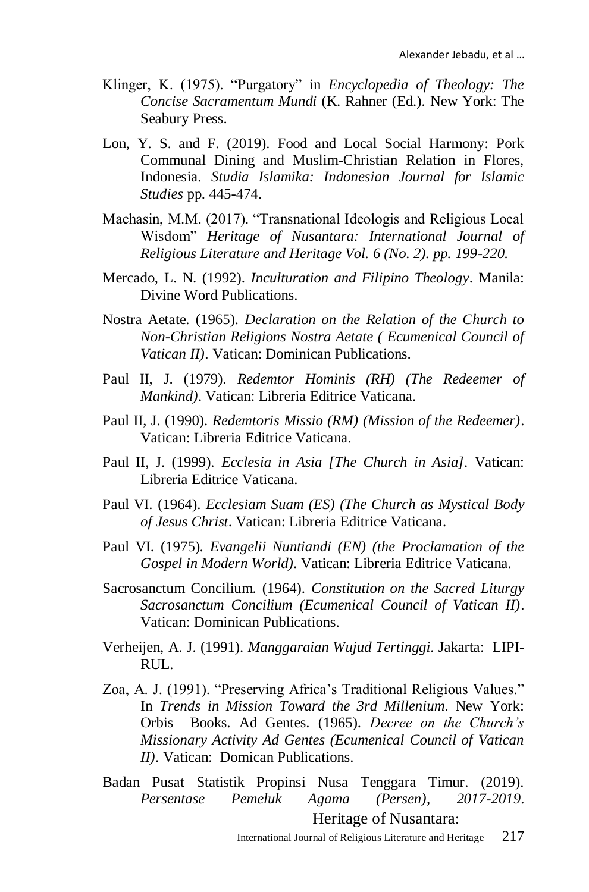Klinger, K. (1975). "Purgatory" in *Encyclopedia of Theology: The Concise Sacramentum Mundi* (K. Rahner (Ed.). New York: The Seabury Press.

Lon, Y. S. and F. (2019). Food and Local Social Harmony: Pork Communal Dining and Muslim-Christian Relation in Flores, Indonesia. *Studia Islamika: Indonesian Journal for Islamic Studies* pp. 445-474.

Machasin, M.M. (2017). "Transnational Ideologis and Religious Local Wisdom" *Heritage of Nusantara: International Journal of Religious Literature and Heritage Vol. 6 (No. 2). pp. 199-220.*

Mercado, L. N. (1992). *Inculturation and Filipino Theology*. Manila: Divine Word Publications.

Nostra Aetate. (1965). *Declaration on the Relation of the Church to Non-Christian Religions Nostra Aetate ( Ecumenical Council of Vatican II)*. Vatican: Dominican Publications.

Paul II, J. (1979). *Redemtor Hominis (RH) (The Redeemer of Mankind)*. Vatican: Libreria Editrice Vaticana.

Paul II, J. (1990). *Redemtoris Missio (RM) (Mission of the Redeemer)*. Vatican: Libreria Editrice Vaticana.

Paul II, J. (1999). *Ecclesia in Asia [The Church in Asia]*. Vatican: Libreria Editrice Vaticana.

Paul VI. (1964). *Ecclesiam Suam (ES) (The Church as Mystical Body of Jesus Christ*. Vatican: Libreria Editrice Vaticana.

Paul VI. (1975). *Evangelii Nuntiandi (EN) (the Proclamation of the Gospel in Modern World)*. Vatican: Libreria Editrice Vaticana.

Sacrosanctum Concilium. (1964). *Constitution on the Sacred Liturgy Sacrosanctum Concilium (Ecumenical Council of Vatican II)*. Vatican: Dominican Publications.

Verheijen, A. J. (1991). *Manggaraian Wujud Tertinggi*. Jakarta: LIPI-RUL.

Zoa, A. J. (1991). "Preserving Africa's Traditional Religious Values." In *Trends in Mission Toward the 3rd Millenium*. New York: Orbis Books. Ad Gentes. (1965). *Decree on the Church's Missionary Activity Ad Gentes (Ecumenical Council of Vatican II)*. Vatican: Domican Publications.

Badan Pusat Statistik Propinsi Nusa Tenggara Timur. (2019). *Persentase Pemeluk Agama (Persen), 2017-2019*.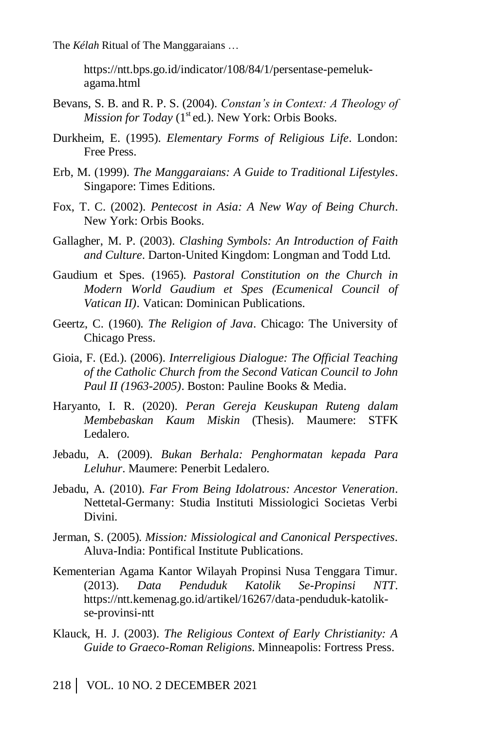https://ntt.bps.go.id/indicator/108/84/1/persentase-pemeluk-agama.html

Bevans, S. B. and R. P. S. (2004). *Constan's in Context: A Theology of Mission for Today* (1st ed.). New York: Orbis Books.

Durkheim, E. (1995). *Elementary Forms of Religious Life*. London: Free Press.

Erb, M. (1999). *The Manggaraians: A Guide to Traditional Lifestyles*. Singapore: Times Editions.

Fox, T. C. (2002). *Pentecost in Asia: A New Way of Being Church*. New York: Orbis Books.

Gallagher, M. P. (2003). *Clashing Symbols: An Introduction of Faith and Culture*. Darton-United Kingdom: Longman and Todd Ltd.

Gaudium et Spes. (1965). *Pastoral Constitution on the Church in Modern World Gaudium et Spes (Ecumenical Council of Vatican II)*. Vatican: Dominican Publications.

Geertz, C. (1960). *The Religion of Java*. Chicago: The University of Chicago Press.

Gioia, F. (Ed.). (2006). *Interreligious Dialogue: The Official Teaching of the Catholic Church from the Second Vatican Council to John Paul II (1963-2005)*. Boston: Pauline Books & Media.

Haryanto, I. R. (2020). *Peran Gereja Keuskupan Ruteng dalam Membebaskan Kaum Miskin* (Thesis). Maumere: STFK Ledalero.

Jebadu, A. (2009). *Bukan Berhala: Penghormatan kepada Para Leluhur*. Maumere: Penerbit Ledalero.

Jebadu, A. (2010). *Far From Being Idolatrous: Ancestor Veneration*. Nettetal-Germany: Studia Instituti Missiologici Societas Verbi Divini.

Jerman, S. (2005). *Mission: Missiological and Canonical Perspectives*. Aluva-India: Pontifical Institute Publications.

Kementerian Agama Kantor Wilayah Propinsi Nusa Tenggara Timur. (2013). *Data Penduduk Katolik Se-Propinsi NTT*. https://ntt.kemenag.go.id/artikel/16267/data-penduduk-katolik-se-provinsi-ntt

Klauck, H. J. (2003). *The Religious Context of Early Christianity: A Guide to Graeco-Roman Religions*. Minneapolis: Fortress Press.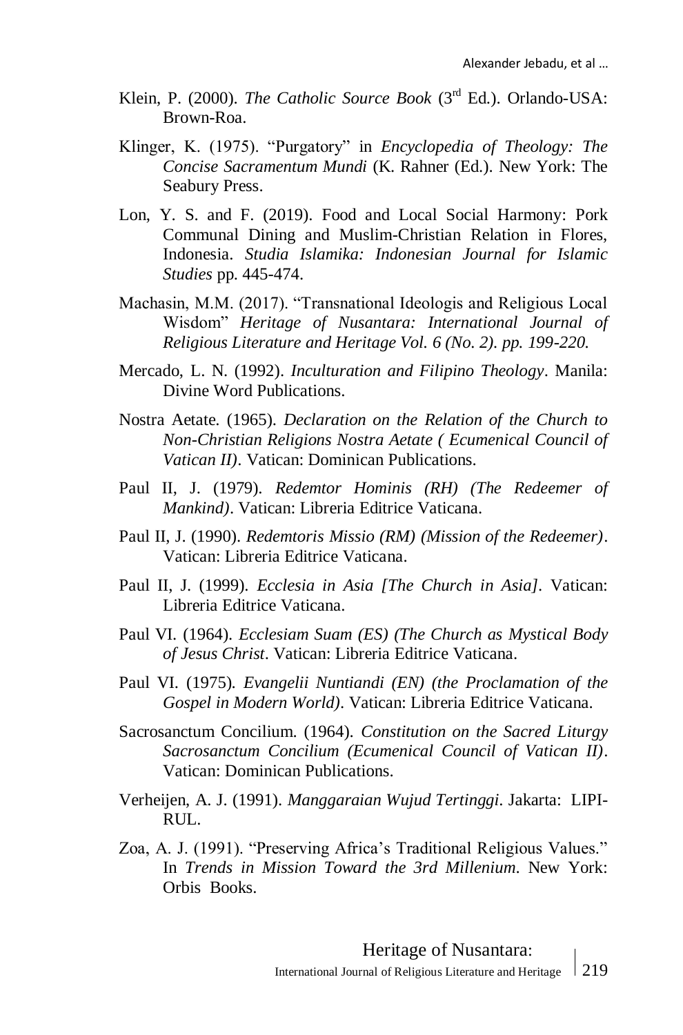Klein, P. (2000). *The Catholic Source Book* (3rd Ed.). Orlando-USA: Brown-Roa.

Klinger, K. (1975). "Purgatory" in *Encyclopedia of Theology: The Concise Sacramentum Mundi* (K. Rahner (Ed.). New York: The Seabury Press.

Lon, Y. S. and F. (2019). Food and Local Social Harmony: Pork Communal Dining and Muslim-Christian Relation in Flores, Indonesia. *Studia Islamika: Indonesian Journal for Islamic Studies* pp. 445-474.

Machasin, M.M. (2017). "Transnational Ideologis and Religious Local Wisdom" *Heritage of Nusantara: International Journal of Religious Literature and Heritage Vol. 6 (No. 2). pp. 199-220.*

Mercado, L. N. (1992). *Inculturation and Filipino Theology*. Manila: Divine Word Publications.

Nostra Aetate. (1965). *Declaration on the Relation of the Church to Non-Christian Religions Nostra Aetate ( Ecumenical Council of Vatican II)*. Vatican: Dominican Publications.

Paul II, J. (1979). *Redemtor Hominis (RH) (The Redeemer of Mankind)*. Vatican: Libreria Editrice Vaticana.

Paul II, J. (1990). *Redemtoris Missio (RM) (Mission of the Redeemer)*. Vatican: Libreria Editrice Vaticana.

Paul II, J. (1999). *Ecclesia in Asia [The Church in Asia]*. Vatican: Libreria Editrice Vaticana.

Paul VI. (1964). *Ecclesiam Suam (ES) (The Church as Mystical Body of Jesus Christ*. Vatican: Libreria Editrice Vaticana.

Paul VI. (1975). *Evangelii Nuntiandi (EN) (the Proclamation of the Gospel in Modern World)*. Vatican: Libreria Editrice Vaticana.

Sacrosanctum Concilium. (1964). *Constitution on the Sacred Liturgy Sacrosanctum Concilium (Ecumenical Council of Vatican II)*. Vatican: Dominican Publications.

Verheijen, A. J. (1991). *Manggaraian Wujud Tertinggi*. Jakarta: LIPI-RUL.

Zoa, A. J. (1991). "Preserving Africa's Traditional Religious Values." In *Trends in Mission Toward the 3rd Millenium*. New York: Orbis Books.